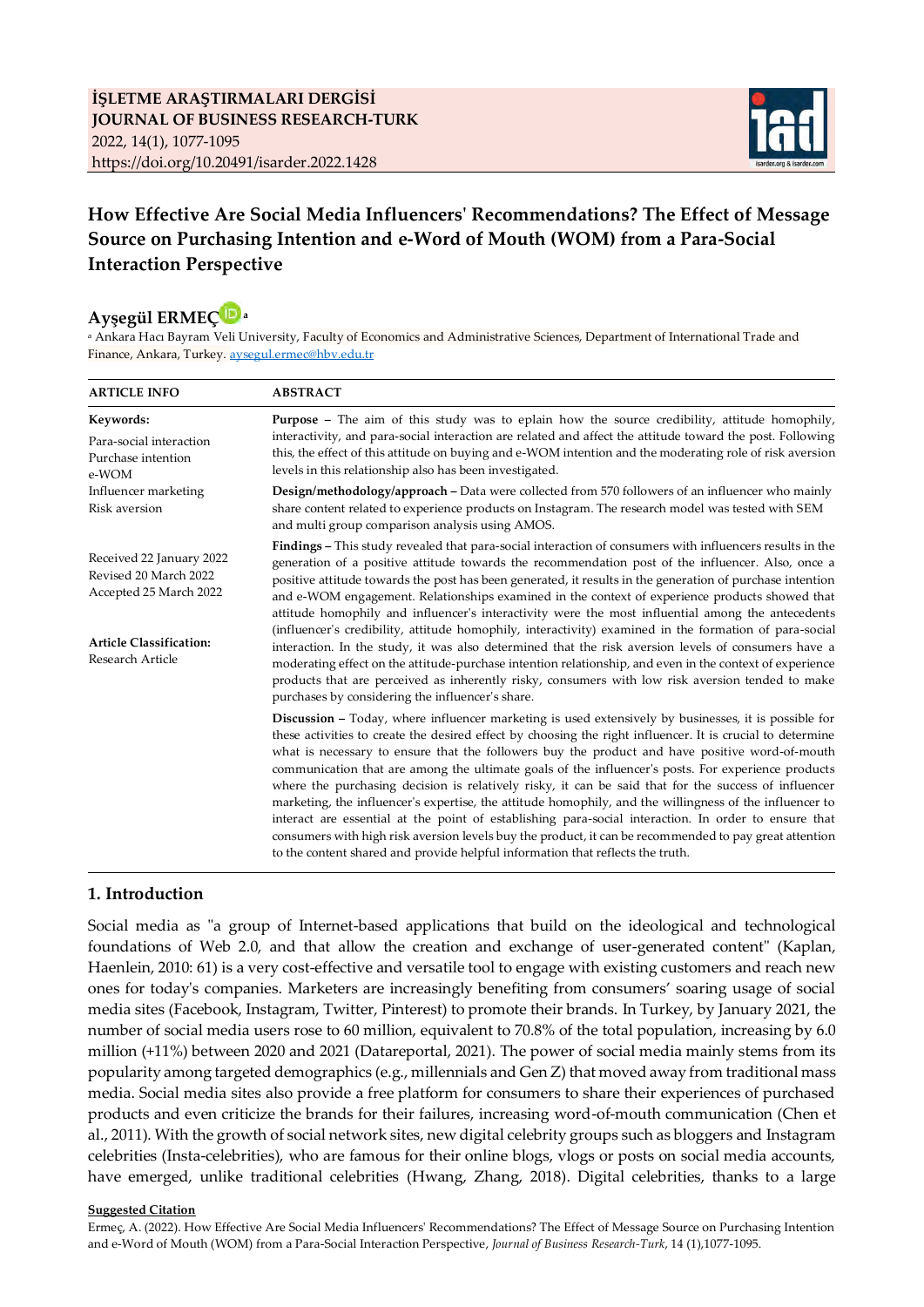İŞLETME ARAŞTIRMALARI DERGİSİ
JOURNAL OF BUSINESS RESEARCH-TURK
2022, 14(1), 1077-1095
https://doi.org/10.20491/isarder.2022.1428

# How Effective Are Social Media Influencers' Recommendations? The Effect of Message Source on Purchasing Intention and e-Word of Mouth (WOM) from a Para-Social Interaction Perspective

**Ayşegül ERMEÇ** [a]

[a] Ankara Hacı Bayram Veli University, Faculty of Economics and Administrative Sciences, Department of International Trade and Finance, Ankara, Turkey. aysegul.ermec@hbv.edu.tr

| ARTICLE INFO | ABSTRACT |
|---|---|
| **Keywords:** Para-social interaction, Purchase intention, e-WOM, Influencer marketing, Risk aversion | **Purpose –** The aim of this study was to eplain how the source credibility, attitude homophily, interactivity, and para-social interaction are related and affect the attitude toward the post. Following this, the effect of this attitude on buying and e-WOM intention and the moderating role of risk aversion levels in this relationship also has been investigated. |
| Received 22 January 2022, Revised 20 March 2022, Accepted 25 March 2022 | **Design/methodology/approach –** Data were collected from 570 followers of an influencer who mainly share content related to experience products on Instagram. The research model was tested with SEM and multi group comparison analysis using AMOS. |
| **Article Classification:** Research Article | **Findings –** This study revealed that para-social interaction of consumers with influencers results in the generation of a positive attitude towards the recommendation post of the influencer. Also, once a positive attitude towards the post has been generated, it results in the generation of purchase intention and e-WOM engagement. Relationships examined in the context of experience products showed that attitude homophily and influencer's interactivity were the most influential among the antecedents (influencer's credibility, attitude homophily, interactivity) examined in the formation of para-social interaction. In the study, it was also determined that the risk aversion levels of consumers have a moderating effect on the attitude-purchase intention relationship, and even in the context of experience products that are perceived as inherently risky, consumers with low risk aversion tended to make purchases by considering the influencer's share. |
| | **Discussion –** Today, where influencer marketing is used extensively by businesses, it is possible for these activities to create the desired effect by choosing the right influencer. It is crucial to determine what is necessary to ensure that the followers buy the product and have positive word-of-mouth communication that are among the ultimate goals of the influencer's posts. For experience products where the purchasing decision is relatively risky, it can be said that for the success of influencer marketing, the influencer's expertise, the attitude homophily, and the willingness of the influencer to interact are essential at the point of establishing para-social interaction. In order to ensure that consumers with high risk aversion levels buy the product, it can be recommended to pay great attention to the content shared and provide helpful information that reflects the truth. |

## 1. Introduction

Social media as "a group of Internet-based applications that build on the ideological and technological foundations of Web 2.0, and that allow the creation and exchange of user-generated content" (Kaplan, Haenlein, 2010: 61) is a very cost-effective and versatile tool to engage with existing customers and reach new ones for today's companies. Marketers are increasingly benefiting from consumers' soaring usage of social media sites (Facebook, Instagram, Twitter, Pinterest) to promote their brands. In Turkey, by January 2021, the number of social media users rose to 60 million, equivalent to 70.8% of the total population, increasing by 6.0 million (+11%) between 2020 and 2021 (Datareportal, 2021). The power of social media mainly stems from its popularity among targeted demographics (e.g., millennials and Gen Z) that moved away from traditional mass media. Social media sites also provide a free platform for consumers to share their experiences of purchased products and even criticize the brands for their failures, increasing word-of-mouth communication (Chen et al., 2011). With the growth of social network sites, new digital celebrity groups such as bloggers and Instagram celebrities (Insta-celebrities), who are famous for their online blogs, vlogs or posts on social media accounts, have emerged, unlike traditional celebrities (Hwang, Zhang, 2018). Digital celebrities, thanks to a large

**Suggested Citation**

Ermeç, A. (2022). How Effective Are Social Media Influencers' Recommendations? The Effect of Message Source on Purchasing Intention and e-Word of Mouth (WOM) from a Para-Social Interaction Perspective, *Journal of Business Research-Turk*, 14 (1),1077-1095.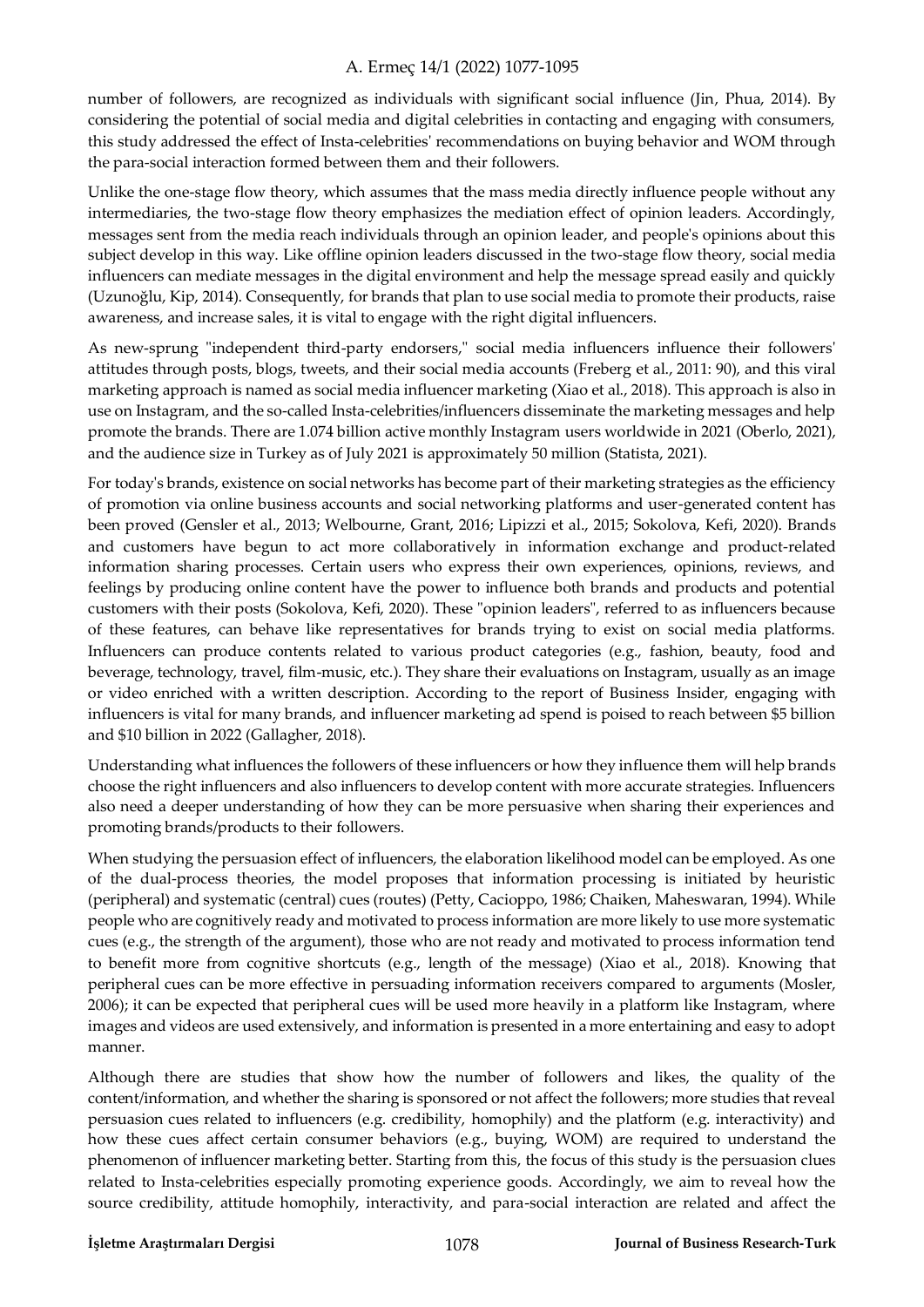number of followers, are recognized as individuals with significant social influence (Jin, Phua, 2014). By considering the potential of social media and digital celebrities in contacting and engaging with consumers, this study addressed the effect of Insta-celebrities' recommendations on buying behavior and WOM through the para-social interaction formed between them and their followers.

Unlike the one-stage flow theory, which assumes that the mass media directly influence people without any intermediaries, the two-stage flow theory emphasizes the mediation effect of opinion leaders. Accordingly, messages sent from the media reach individuals through an opinion leader, and people's opinions about this subject develop in this way. Like offline opinion leaders discussed in the two-stage flow theory, social media influencers can mediate messages in the digital environment and help the message spread easily and quickly (Uzunoğlu, Kip, 2014). Consequently, for brands that plan to use social media to promote their products, raise awareness, and increase sales, it is vital to engage with the right digital influencers.

As new-sprung "independent third-party endorsers," social media influencers influence their followers' attitudes through posts, blogs, tweets, and their social media accounts (Freberg et al., 2011: 90), and this viral marketing approach is named as social media influencer marketing (Xiao et al., 2018). This approach is also in use on Instagram, and the so-called Insta-celebrities/influencers disseminate the marketing messages and help promote the brands. There are 1.074 billion active monthly Instagram users worldwide in 2021 (Oberlo, 2021), and the audience size in Turkey as of July 2021 is approximately 50 million (Statista, 2021).

For today's brands, existence on social networks has become part of their marketing strategies as the efficiency of promotion via online business accounts and social networking platforms and user-generated content has been proved (Gensler et al., 2013; Welbourne, Grant, 2016; Lipizzi et al., 2015; Sokolova, Kefi, 2020). Brands and customers have begun to act more collaboratively in information exchange and product-related information sharing processes. Certain users who express their own experiences, opinions, reviews, and feelings by producing online content have the power to influence both brands and products and potential customers with their posts (Sokolova, Kefi, 2020). These "opinion leaders", referred to as influencers because of these features, can behave like representatives for brands trying to exist on social media platforms. Influencers can produce contents related to various product categories (e.g., fashion, beauty, food and beverage, technology, travel, film-music, etc.). They share their evaluations on Instagram, usually as an image or video enriched with a written description. According to the report of Business Insider, engaging with influencers is vital for many brands, and influencer marketing ad spend is poised to reach between $5 billion and $10 billion in 2022 (Gallagher, 2018).

Understanding what influences the followers of these influencers or how they influence them will help brands choose the right influencers and also influencers to develop content with more accurate strategies. Influencers also need a deeper understanding of how they can be more persuasive when sharing their experiences and promoting brands/products to their followers.

When studying the persuasion effect of influencers, the elaboration likelihood model can be employed. As one of the dual-process theories, the model proposes that information processing is initiated by heuristic (peripheral) and systematic (central) cues (routes) (Petty, Cacioppo, 1986; Chaiken, Maheswaran, 1994). While people who are cognitively ready and motivated to process information are more likely to use more systematic cues (e.g., the strength of the argument), those who are not ready and motivated to process information tend to benefit more from cognitive shortcuts (e.g., length of the message) (Xiao et al., 2018). Knowing that peripheral cues can be more effective in persuading information receivers compared to arguments (Mosler, 2006); it can be expected that peripheral cues will be used more heavily in a platform like Instagram, where images and videos are used extensively, and information is presented in a more entertaining and easy to adopt manner.

Although there are studies that show how the number of followers and likes, the quality of the content/information, and whether the sharing is sponsored or not affect the followers; more studies that reveal persuasion cues related to influencers (e.g. credibility, homophily) and the platform (e.g. interactivity) and how these cues affect certain consumer behaviors (e.g., buying, WOM) are required to understand the phenomenon of influencer marketing better. Starting from this, the focus of this study is the persuasion clues related to Insta-celebrities especially promoting experience goods. Accordingly, we aim to reveal how the source credibility, attitude homophily, interactivity, and para-social interaction are related and affect the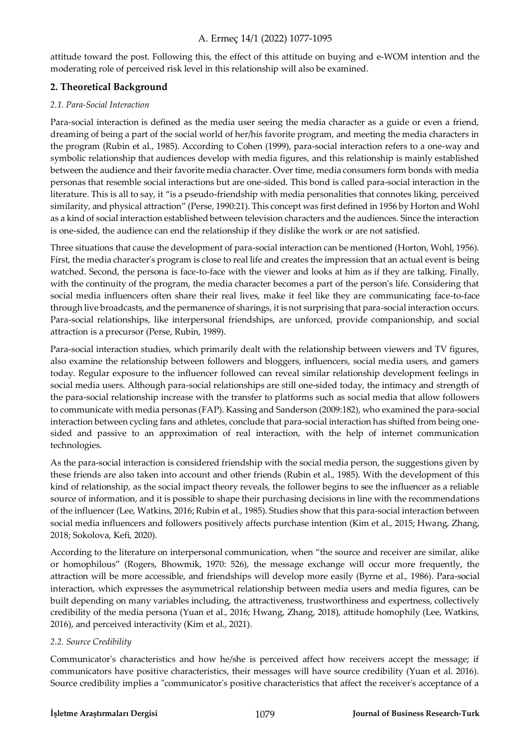attitude toward the post. Following this, the effect of this attitude on buying and e-WOM intention and the moderating role of perceived risk level in this relationship will also be examined.

## 2. Theoretical Background

### *2.1. Para-Social Interaction*

Para-social interaction is defined as the media user seeing the media character as a guide or even a friend, dreaming of being a part of the social world of her/his favorite program, and meeting the media characters in the program (Rubin et al., 1985). According to Cohen (1999), para-social interaction refers to a one-way and symbolic relationship that audiences develop with media figures, and this relationship is mainly established between the audience and their favorite media character. Over time, media consumers form bonds with media personas that resemble social interactions but are one-sided. This bond is called para-social interaction in the literature. This is all to say, it "is a pseudo-friendship with media personalities that connotes liking, perceived similarity, and physical attraction" (Perse, 1990:21). This concept was first defined in 1956 by Horton and Wohl as a kind of social interaction established between television characters and the audiences. Since the interaction is one-sided, the audience can end the relationship if they dislike the work or are not satisfied.

Three situations that cause the development of para-social interaction can be mentioned (Horton, Wohl, 1956). First, the media character's program is close to real life and creates the impression that an actual event is being watched. Second, the persona is face-to-face with the viewer and looks at him as if they are talking. Finally, with the continuity of the program, the media character becomes a part of the person's life. Considering that social media influencers often share their real lives, make it feel like they are communicating face-to-face through live broadcasts, and the permanence of sharings, it is not surprising that para-social interaction occurs. Para-social relationships, like interpersonal friendships, are unforced, provide companionship, and social attraction is a precursor (Perse, Rubin, 1989).

Para-social interaction studies, which primarily dealt with the relationship between viewers and TV figures, also examine the relationship between followers and bloggers, influencers, social media users, and gamers today. Regular exposure to the influencer followed can reveal similar relationship development feelings in social media users. Although para-social relationships are still one-sided today, the intimacy and strength of the para-social relationship increase with the transfer to platforms such as social media that allow followers to communicate with media personas (FAP). Kassing and Sanderson (2009:182), who examined the para-social interaction between cycling fans and athletes, conclude that para-social interaction has shifted from being one-sided and passive to an approximation of real interaction, with the help of internet communication technologies.

As the para-social interaction is considered friendship with the social media person, the suggestions given by these friends are also taken into account and other friends (Rubin et al., 1985). With the development of this kind of relationship, as the social impact theory reveals, the follower begins to see the influencer as a reliable source of information, and it is possible to shape their purchasing decisions in line with the recommendations of the influencer (Lee, Watkins, 2016; Rubin et al., 1985). Studies show that this para-social interaction between social media influencers and followers positively affects purchase intention (Kim et al., 2015; Hwang, Zhang, 2018; Sokolova, Kefi, 2020).

According to the literature on interpersonal communication, when "the source and receiver are similar, alike or homophilous" (Rogers, Bhowmik, 1970: 526), the message exchange will occur more frequently, the attraction will be more accessible, and friendships will develop more easily (Byrne et al., 1986). Para-social interaction, which expresses the asymmetrical relationship between media users and media figures, can be built depending on many variables including, the attractiveness, trustworthiness and expertness, collectively credibility of the media persona (Yuan et al., 2016; Hwang, Zhang, 2018), attitude homophily (Lee, Watkins, 2016), and perceived interactivity (Kim et al., 2021).

### *2.2. Source Credibility*

Communicator's characteristics and how he/she is perceived affect how receivers accept the message; if communicators have positive characteristics, their messages will have source credibility (Yuan et al. 2016). Source credibility implies a "communicator's positive characteristics that affect the receiver's acceptance of a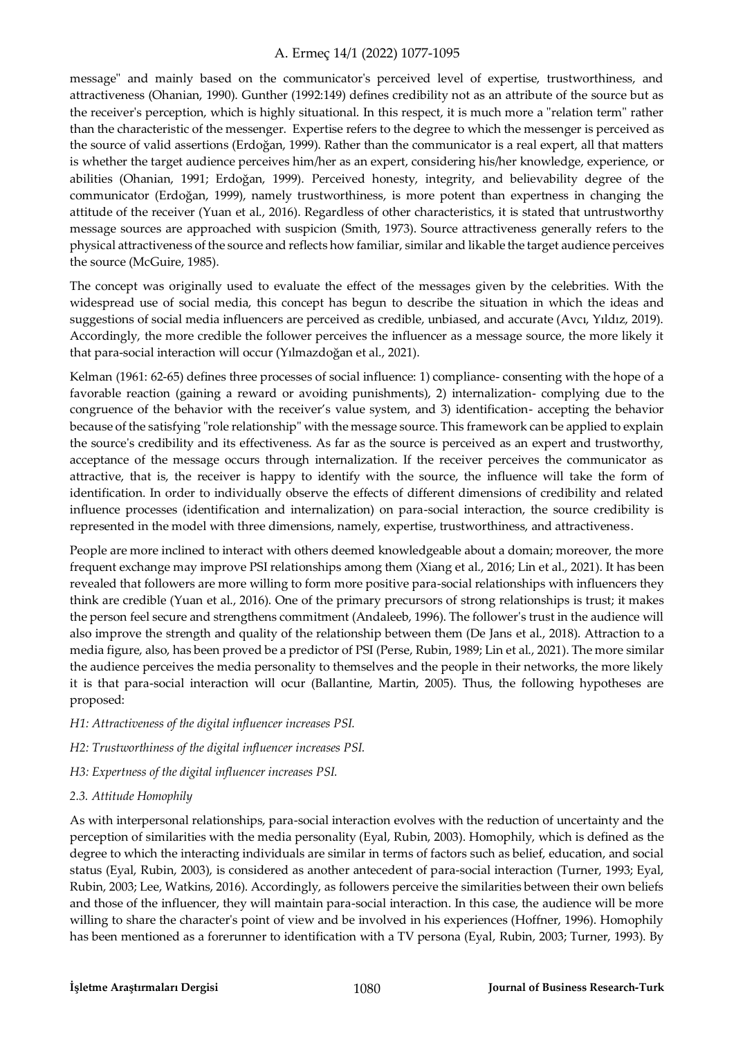message" and mainly based on the communicator's perceived level of expertise, trustworthiness, and attractiveness (Ohanian, 1990). Gunther (1992:149) defines credibility not as an attribute of the source but as the receiver's perception, which is highly situational. In this respect, it is much more a "relation term" rather than the characteristic of the messenger. Expertise refers to the degree to which the messenger is perceived as the source of valid assertions (Erdoğan, 1999). Rather than the communicator is a real expert, all that matters is whether the target audience perceives him/her as an expert, considering his/her knowledge, experience, or abilities (Ohanian, 1991; Erdoğan, 1999). Perceived honesty, integrity, and believability degree of the communicator (Erdoğan, 1999), namely trustworthiness, is more potent than expertness in changing the attitude of the receiver (Yuan et al., 2016). Regardless of other characteristics, it is stated that untrustworthy message sources are approached with suspicion (Smith, 1973). Source attractiveness generally refers to the physical attractiveness of the source and reflects how familiar, similar and likable the target audience perceives the source (McGuire, 1985).

The concept was originally used to evaluate the effect of the messages given by the celebrities. With the widespread use of social media, this concept has begun to describe the situation in which the ideas and suggestions of social media influencers are perceived as credible, unbiased, and accurate (Avcı, Yıldız, 2019). Accordingly, the more credible the follower perceives the influencer as a message source, the more likely it that para-social interaction will occur (Yılmazdoğan et al., 2021).

Kelman (1961: 62-65) defines three processes of social influence: 1) compliance- consenting with the hope of a favorable reaction (gaining a reward or avoiding punishments), 2) internalization- complying due to the congruence of the behavior with the receiver's value system, and 3) identification- accepting the behavior because of the satisfying "role relationship" with the message source. This framework can be applied to explain the source's credibility and its effectiveness. As far as the source is perceived as an expert and trustworthy, acceptance of the message occurs through internalization. If the receiver perceives the communicator as attractive, that is, the receiver is happy to identify with the source, the influence will take the form of identification. In order to individually observe the effects of different dimensions of credibility and related influence processes (identification and internalization) on para-social interaction, the source credibility is represented in the model with three dimensions, namely, expertise, trustworthiness, and attractiveness.

People are more inclined to interact with others deemed knowledgeable about a domain; moreover, the more frequent exchange may improve PSI relationships among them (Xiang et al., 2016; Lin et al., 2021). It has been revealed that followers are more willing to form more positive para-social relationships with influencers they think are credible (Yuan et al., 2016). One of the primary precursors of strong relationships is trust; it makes the person feel secure and strengthens commitment (Andaleeb, 1996). The follower's trust in the audience will also improve the strength and quality of the relationship between them (De Jans et al., 2018). Attraction to a media figure, also, has been proved be a predictor of PSI (Perse, Rubin, 1989; Lin et al., 2021). The more similar the audience perceives the media personality to themselves and the people in their networks, the more likely it is that para-social interaction will ocur (Ballantine, Martin, 2005). Thus, the following hypotheses are proposed:

*H1: Attractiveness of the digital influencer increases PSI.*

*H2: Trustworthiness of the digital influencer increases PSI.*

*H3: Expertness of the digital influencer increases PSI.*

### *2.3. Attitude Homophily*

As with interpersonal relationships, para-social interaction evolves with the reduction of uncertainty and the perception of similarities with the media personality (Eyal, Rubin, 2003). Homophily, which is defined as the degree to which the interacting individuals are similar in terms of factors such as belief, education, and social status (Eyal, Rubin, 2003), is considered as another antecedent of para-social interaction (Turner, 1993; Eyal, Rubin, 2003; Lee, Watkins, 2016). Accordingly, as followers perceive the similarities between their own beliefs and those of the influencer, they will maintain para-social interaction. In this case, the audience will be more willing to share the character's point of view and be involved in his experiences (Hoffner, 1996). Homophily has been mentioned as a forerunner to identification with a TV persona (Eyal, Rubin, 2003; Turner, 1993). By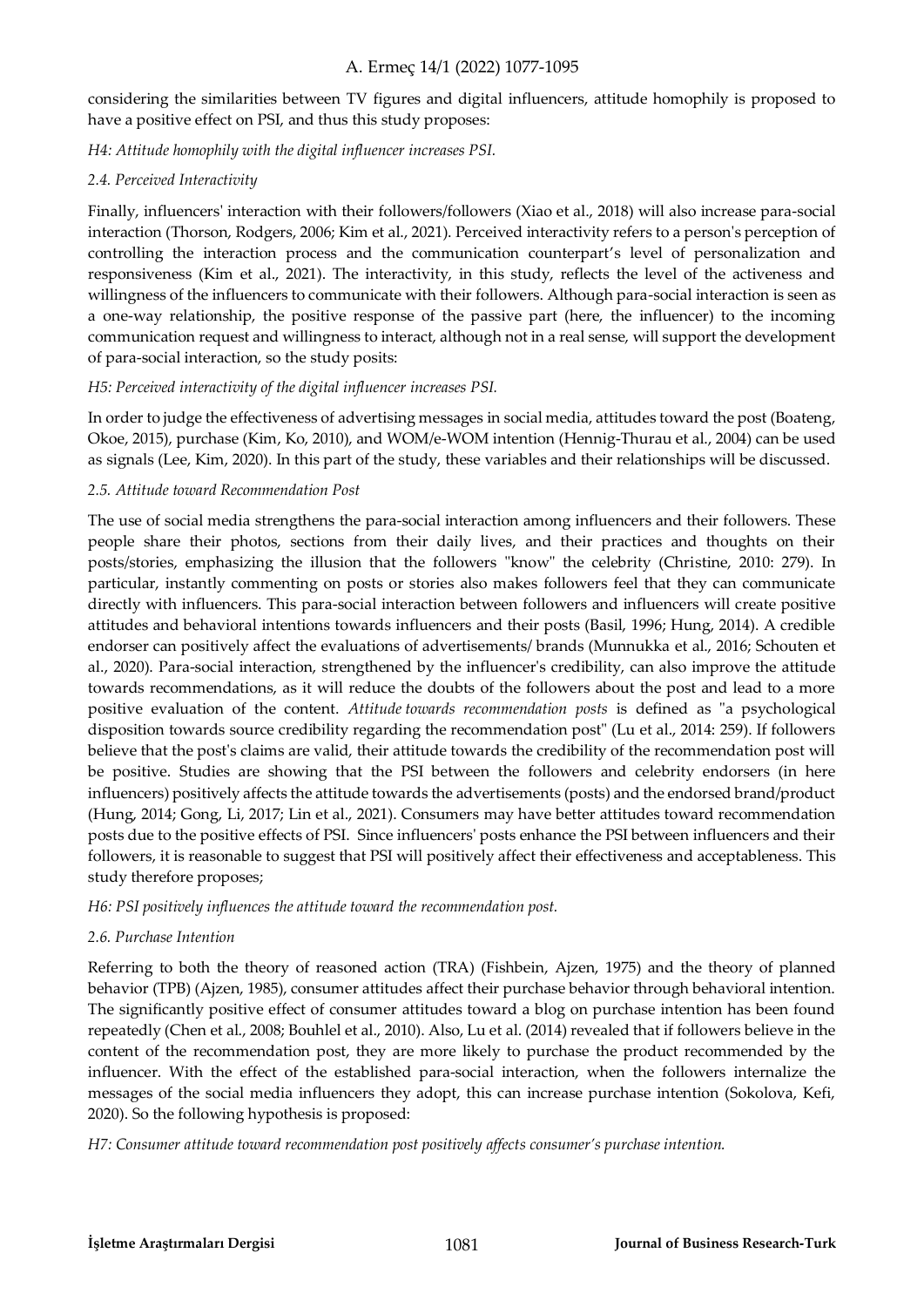considering the similarities between TV figures and digital influencers, attitude homophily is proposed to have a positive effect on PSI, and thus this study proposes:

*H4: Attitude homophily with the digital influencer increases PSI.*

### *2.4. Perceived Interactivity*

Finally, influencers' interaction with their followers/followers (Xiao et al., 2018) will also increase para-social interaction (Thorson, Rodgers, 2006; Kim et al., 2021). Perceived interactivity refers to a person's perception of controlling the interaction process and the communication counterpart's level of personalization and responsiveness (Kim et al., 2021). The interactivity, in this study, reflects the level of the activeness and willingness of the influencers to communicate with their followers. Although para-social interaction is seen as a one-way relationship, the positive response of the passive part (here, the influencer) to the incoming communication request and willingness to interact, although not in a real sense, will support the development of para-social interaction, so the study posits:

*H5: Perceived interactivity of the digital influencer increases PSI.*

In order to judge the effectiveness of advertising messages in social media, attitudes toward the post (Boateng, Okoe, 2015), purchase (Kim, Ko, 2010), and WOM/e-WOM intention (Hennig-Thurau et al., 2004) can be used as signals (Lee, Kim, 2020). In this part of the study, these variables and their relationships will be discussed.

### *2.5. Attitude toward Recommendation Post*

The use of social media strengthens the para-social interaction among influencers and their followers. These people share their photos, sections from their daily lives, and their practices and thoughts on their posts/stories, emphasizing the illusion that the followers "know" the celebrity (Christine, 2010: 279). In particular, instantly commenting on posts or stories also makes followers feel that they can communicate directly with influencers. This para-social interaction between followers and influencers will create positive attitudes and behavioral intentions towards influencers and their posts (Basil, 1996; Hung, 2014). A credible endorser can positively affect the evaluations of advertisements/ brands (Munnukka et al., 2016; Schouten et al., 2020). Para-social interaction, strengthened by the influencer's credibility, can also improve the attitude towards recommendations, as it will reduce the doubts of the followers about the post and lead to a more positive evaluation of the content. *Attitude towards recommendation posts* is defined as "a psychological disposition towards source credibility regarding the recommendation post" (Lu et al., 2014: 259). If followers believe that the post's claims are valid, their attitude towards the credibility of the recommendation post will be positive. Studies are showing that the PSI between the followers and celebrity endorsers (in here influencers) positively affects the attitude towards the advertisements (posts) and the endorsed brand/product (Hung, 2014; Gong, Li, 2017; Lin et al., 2021). Consumers may have better attitudes toward recommendation posts due to the positive effects of PSI. Since influencers' posts enhance the PSI between influencers and their followers, it is reasonable to suggest that PSI will positively affect their effectiveness and acceptableness. This study therefore proposes;

*H6: PSI positively influences the attitude toward the recommendation post.*

### *2.6. Purchase Intention*

Referring to both the theory of reasoned action (TRA) (Fishbein, Ajzen, 1975) and the theory of planned behavior (TPB) (Ajzen, 1985), consumer attitudes affect their purchase behavior through behavioral intention. The significantly positive effect of consumer attitudes toward a blog on purchase intention has been found repeatedly (Chen et al., 2008; Bouhlel et al., 2010). Also, Lu et al. (2014) revealed that if followers believe in the content of the recommendation post, they are more likely to purchase the product recommended by the influencer. With the effect of the established para-social interaction, when the followers internalize the messages of the social media influencers they adopt, this can increase purchase intention (Sokolova, Kefi, 2020). So the following hypothesis is proposed:

*H7: Consumer attitude toward recommendation post positively affects consumer's purchase intention.*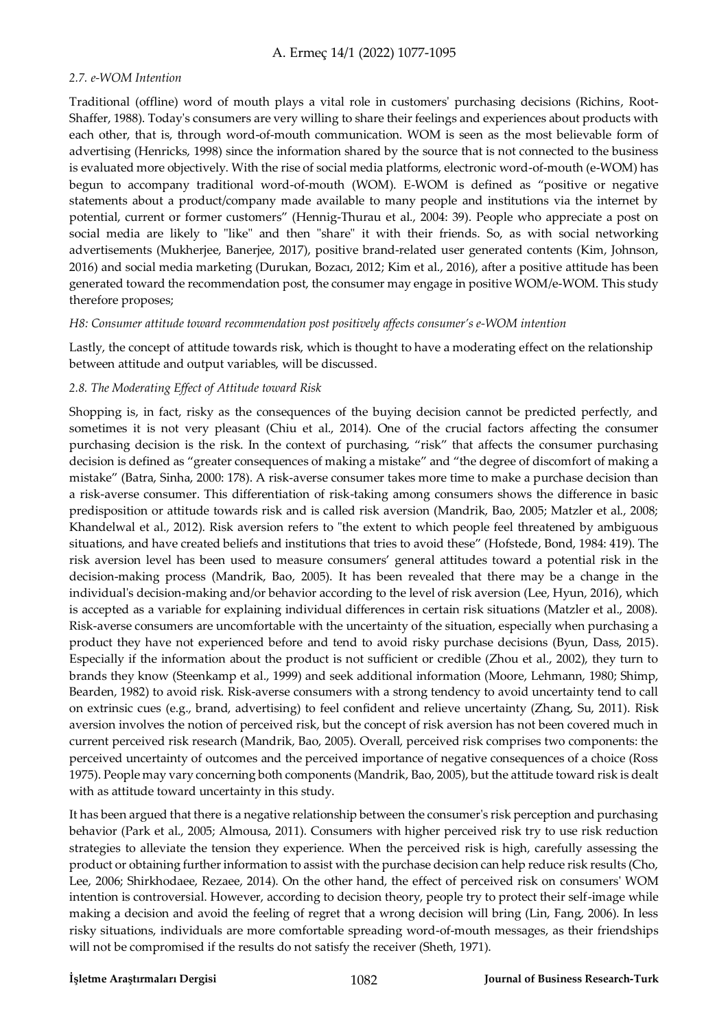### 2.7. e-WOM Intention

Traditional (offline) word of mouth plays a vital role in customers' purchasing decisions (Richins, Root-Shaffer, 1988). Today's consumers are very willing to share their feelings and experiences about products with each other, that is, through word-of-mouth communication. WOM is seen as the most believable form of advertising (Henricks, 1998) since the information shared by the source that is not connected to the business is evaluated more objectively. With the rise of social media platforms, electronic word-of-mouth (e-WOM) has begun to accompany traditional word-of-mouth (WOM). E-WOM is defined as "positive or negative statements about a product/company made available to many people and institutions via the internet by potential, current or former customers" (Hennig-Thurau et al., 2004: 39). People who appreciate a post on social media are likely to "like" and then "share" it with their friends. So, as with social networking advertisements (Mukherjee, Banerjee, 2017), positive brand-related user generated contents (Kim, Johnson, 2016) and social media marketing (Durukan, Bozacı, 2012; Kim et al., 2016), after a positive attitude has been generated toward the recommendation post, the consumer may engage in positive WOM/e-WOM. This study therefore proposes;

*H8: Consumer attitude toward recommendation post positively affects consumer's e-WOM intention*

Lastly, the concept of attitude towards risk, which is thought to have a moderating effect on the relationship between attitude and output variables, will be discussed.

### 2.8. The Moderating Effect of Attitude toward Risk

Shopping is, in fact, risky as the consequences of the buying decision cannot be predicted perfectly, and sometimes it is not very pleasant (Chiu et al., 2014). One of the crucial factors affecting the consumer purchasing decision is the risk. In the context of purchasing, "risk" that affects the consumer purchasing decision is defined as "greater consequences of making a mistake" and "the degree of discomfort of making a mistake" (Batra, Sinha, 2000: 178). A risk-averse consumer takes more time to make a purchase decision than a risk-averse consumer. This differentiation of risk-taking among consumers shows the difference in basic predisposition or attitude towards risk and is called risk aversion (Mandrik, Bao, 2005; Matzler et al., 2008; Khandelwal et al., 2012). Risk aversion refers to "the extent to which people feel threatened by ambiguous situations, and have created beliefs and institutions that tries to avoid these" (Hofstede, Bond, 1984: 419). The risk aversion level has been used to measure consumers' general attitudes toward a potential risk in the decision-making process (Mandrik, Bao, 2005). It has been revealed that there may be a change in the individual's decision-making and/or behavior according to the level of risk aversion (Lee, Hyun, 2016), which is accepted as a variable for explaining individual differences in certain risk situations (Matzler et al., 2008). Risk-averse consumers are uncomfortable with the uncertainty of the situation, especially when purchasing a product they have not experienced before and tend to avoid risky purchase decisions (Byun, Dass, 2015). Especially if the information about the product is not sufficient or credible (Zhou et al., 2002), they turn to brands they know (Steenkamp et al., 1999) and seek additional information (Moore, Lehmann, 1980; Shimp, Bearden, 1982) to avoid risk. Risk-averse consumers with a strong tendency to avoid uncertainty tend to call on extrinsic cues (e.g., brand, advertising) to feel confident and relieve uncertainty (Zhang, Su, 2011). Risk aversion involves the notion of perceived risk, but the concept of risk aversion has not been covered much in current perceived risk research (Mandrik, Bao, 2005). Overall, perceived risk comprises two components: the perceived uncertainty of outcomes and the perceived importance of negative consequences of a choice (Ross 1975). People may vary concerning both components (Mandrik, Bao, 2005), but the attitude toward risk is dealt with as attitude toward uncertainty in this study.

It has been argued that there is a negative relationship between the consumer's risk perception and purchasing behavior (Park et al., 2005; Almousa, 2011). Consumers with higher perceived risk try to use risk reduction strategies to alleviate the tension they experience. When the perceived risk is high, carefully assessing the product or obtaining further information to assist with the purchase decision can help reduce risk results (Cho, Lee, 2006; Shirkhodaee, Rezaee, 2014). On the other hand, the effect of perceived risk on consumers' WOM intention is controversial. However, according to decision theory, people try to protect their self-image while making a decision and avoid the feeling of regret that a wrong decision will bring (Lin, Fang, 2006). In less risky situations, individuals are more comfortable spreading word-of-mouth messages, as their friendships will not be compromised if the results do not satisfy the receiver (Sheth, 1971).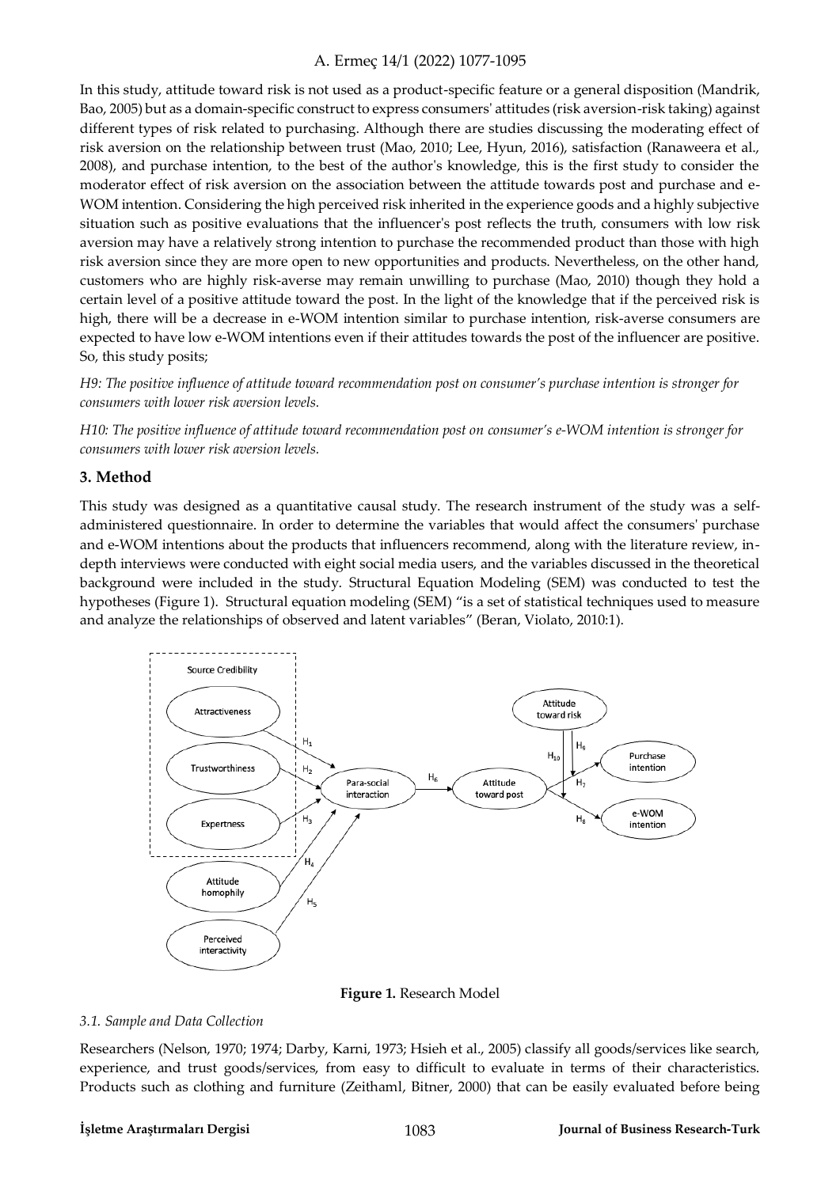In this study, attitude toward risk is not used as a product-specific feature or a general disposition (Mandrik, Bao, 2005) but as a domain-specific construct to express consumers' attitudes (risk aversion-risk taking) against different types of risk related to purchasing. Although there are studies discussing the moderating effect of risk aversion on the relationship between trust (Mao, 2010; Lee, Hyun, 2016), satisfaction (Ranaweera et al., 2008), and purchase intention, to the best of the author's knowledge, this is the first study to consider the moderator effect of risk aversion on the association between the attitude towards post and purchase and e-WOM intention. Considering the high perceived risk inherited in the experience goods and a highly subjective situation such as positive evaluations that the influencer's post reflects the truth, consumers with low risk aversion may have a relatively strong intention to purchase the recommended product than those with high risk aversion since they are more open to new opportunities and products. Nevertheless, on the other hand, customers who are highly risk-averse may remain unwilling to purchase (Mao, 2010) though they hold a certain level of a positive attitude toward the post. In the light of the knowledge that if the perceived risk is high, there will be a decrease in e-WOM intention similar to purchase intention, risk-averse consumers are expected to have low e-WOM intentions even if their attitudes towards the post of the influencer are positive. So, this study posits;

*H9: The positive influence of attitude toward recommendation post on consumer's purchase intention is stronger for consumers with lower risk aversion levels.*

*H10: The positive influence of attitude toward recommendation post on consumer's e-WOM intention is stronger for consumers with lower risk aversion levels.*

## 3. Method

This study was designed as a quantitative causal study. The research instrument of the study was a self-administered questionnaire. In order to determine the variables that would affect the consumers' purchase and e-WOM intentions about the products that influencers recommend, along with the literature review, in-depth interviews were conducted with eight social media users, and the variables discussed in the theoretical background were included in the study. Structural Equation Modeling (SEM) was conducted to test the hypotheses (Figure 1). Structural equation modeling (SEM) "is a set of statistical techniques used to measure and analyze the relationships of observed and latent variables" (Beran, Violato, 2010:1).

**Figure 1.** Research Model

### *3.1. Sample and Data Collection*

Researchers (Nelson, 1970; 1974; Darby, Karni, 1973; Hsieh et al., 2005) classify all goods/services like search, experience, and trust goods/services, from easy to difficult to evaluate in terms of their characteristics. Products such as clothing and furniture (Zeithaml, Bitner, 2000) that can be easily evaluated before being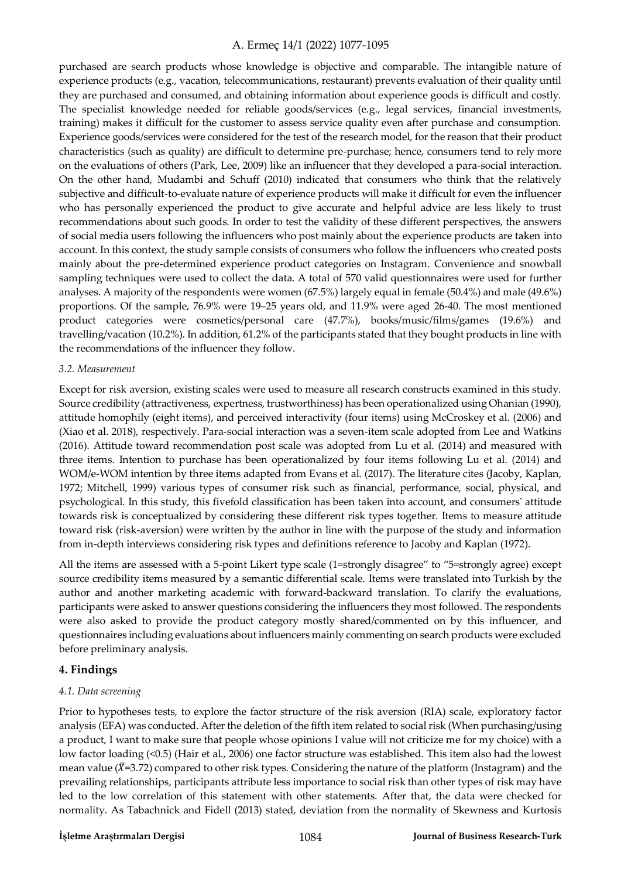purchased are search products whose knowledge is objective and comparable. The intangible nature of experience products (e.g., vacation, telecommunications, restaurant) prevents evaluation of their quality until they are purchased and consumed, and obtaining information about experience goods is difficult and costly. The specialist knowledge needed for reliable goods/services (e.g., legal services, financial investments, training) makes it difficult for the customer to assess service quality even after purchase and consumption. Experience goods/services were considered for the test of the research model, for the reason that their product characteristics (such as quality) are difficult to determine pre-purchase; hence, consumers tend to rely more on the evaluations of others (Park, Lee, 2009) like an influencer that they developed a para-social interaction. On the other hand, Mudambi and Schuff (2010) indicated that consumers who think that the relatively subjective and difficult-to-evaluate nature of experience products will make it difficult for even the influencer who has personally experienced the product to give accurate and helpful advice are less likely to trust recommendations about such goods. In order to test the validity of these different perspectives, the answers of social media users following the influencers who post mainly about the experience products are taken into account. In this context, the study sample consists of consumers who follow the influencers who created posts mainly about the pre-determined experience product categories on Instagram. Convenience and snowball sampling techniques were used to collect the data. A total of 570 valid questionnaires were used for further analyses. A majority of the respondents were women (67.5%) largely equal in female (50.4%) and male (49.6%) proportions. Of the sample, 76.9% were 19–25 years old, and 11.9% were aged 26-40. The most mentioned product categories were cosmetics/personal care (47.7%), books/music/films/games (19.6%) and travelling/vacation (10.2%). In addition, 61.2% of the participants stated that they bought products in line with the recommendations of the influencer they follow.

### *3.2. Measurement*

Except for risk aversion, existing scales were used to measure all research constructs examined in this study. Source credibility (attractiveness, expertness, trustworthiness) has been operationalized using Ohanian (1990), attitude homophily (eight items), and perceived interactivity (four items) using McCroskey et al. (2006) and (Xiao et al. 2018), respectively. Para-social interaction was a seven-item scale adopted from Lee and Watkins (2016). Attitude toward recommendation post scale was adopted from Lu et al. (2014) and measured with three items. Intention to purchase has been operationalized by four items following Lu et al. (2014) and WOM/e-WOM intention by three items adapted from Evans et al. (2017). The literature cites (Jacoby, Kaplan, 1972; Mitchell, 1999) various types of consumer risk such as financial, performance, social, physical, and psychological. In this study, this fivefold classification has been taken into account, and consumers' attitude towards risk is conceptualized by considering these different risk types together. Items to measure attitude toward risk (risk-aversion) were written by the author in line with the purpose of the study and information from in-depth interviews considering risk types and definitions reference to Jacoby and Kaplan (1972).

All the items are assessed with a 5-point Likert type scale (1=strongly disagree" to "5=strongly agree) except source credibility items measured by a semantic differential scale. Items were translated into Turkish by the author and another marketing academic with forward-backward translation. To clarify the evaluations, participants were asked to answer questions considering the influencers they most followed. The respondents were also asked to provide the product category mostly shared/commented on by this influencer, and questionnaires including evaluations about influencers mainly commenting on search products were excluded before preliminary analysis.

## 4. Findings

### *4.1. Data screening*

Prior to hypotheses tests, to explore the factor structure of the risk aversion (RIA) scale, exploratory factor analysis (EFA) was conducted. After the deletion of the fifth item related to social risk (When purchasing/using a product, I want to make sure that people whose opinions I value will not criticize me for my choice) with a low factor loading (<0.5) (Hair et al., 2006) one factor structure was established. This item also had the lowest mean value ($\bar{X}$=3.72) compared to other risk types. Considering the nature of the platform (Instagram) and the prevailing relationships, participants attribute less importance to social risk than other types of risk may have led to the low correlation of this statement with other statements. After that, the data were checked for normality. As Tabachnick and Fidell (2013) stated, deviation from the normality of Skewness and Kurtosis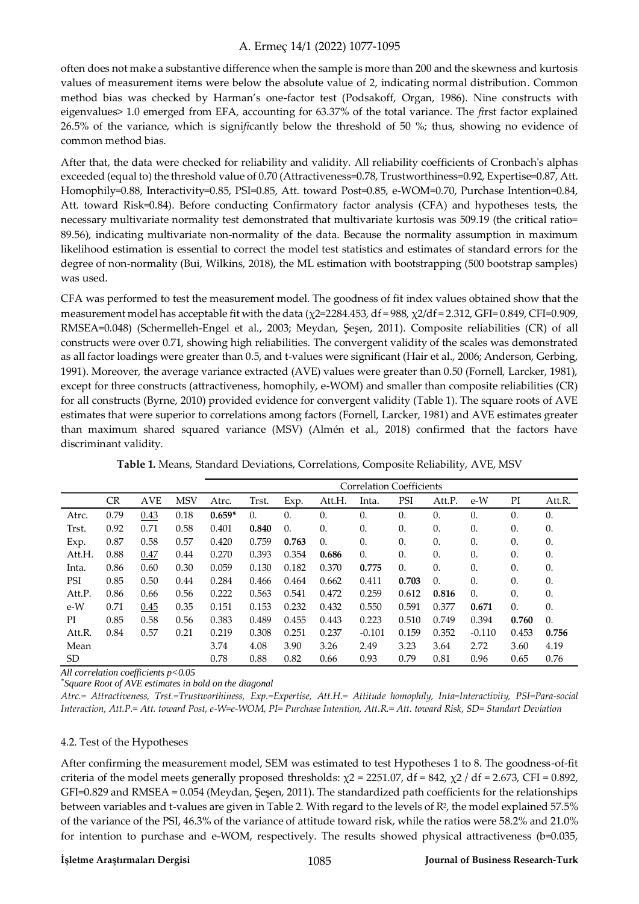often does not make a substantive difference when the sample is more than 200 and the skewness and kurtosis values of measurement items were below the absolute value of 2, indicating normal distribution. Common method bias was checked by Harman's one-factor test (Podsakoff, Organ, 1986). Nine constructs with eigenvalues> 1.0 emerged from EFA, accounting for 63.37% of the total variance. The first factor explained 26.5% of the variance, which is significantly below the threshold of 50 %; thus, showing no evidence of common method bias.

After that, the data were checked for reliability and validity. All reliability coefficients of Cronbach's alphas exceeded (equal to) the threshold value of 0.70 (Attractiveness=0.78, Trustworthiness=0.92, Expertise=0.87, Att. Homophily=0.88, Interactivity=0.85, PSI=0.85, Att. toward Post=0.85, e-WOM=0.70, Purchase Intention=0.84, Att. toward Risk=0.84). Before conducting Confirmatory factor analysis (CFA) and hypotheses tests, the necessary multivariate normality test demonstrated that multivariate kurtosis was 509.19 (the critical ratio= 89.56), indicating multivariate non-normality of the data. Because the normality assumption in maximum likelihood estimation is essential to correct the model test statistics and estimates of standard errors for the degree of non-normality (Bui, Wilkins, 2018), the ML estimation with bootstrapping (500 bootstrap samples) was used.

CFA was performed to test the measurement model. The goodness of fit index values obtained show that the measurement model has acceptable fit with the data ($\chi^2$=2284.453, df = 988, $\chi^2$/df = 2.312, GFI= 0.849, CFI=0.909, RMSEA=0.048) (Schermelleh-Engel et al., 2003; Meydan, Şeşen, 2011). Composite reliabilities (CR) of all constructs were over 0.71, showing high reliabilities. The convergent validity of the scales was demonstrated as all factor loadings were greater than 0.5, and t-values were significant (Hair et al., 2006; Anderson, Gerbing, 1991). Moreover, the average variance extracted (AVE) values were greater than 0.50 (Fornell, Larcker, 1981), except for three constructs (attractiveness, homophily, e-WOM) and smaller than composite reliabilities (CR) for all constructs (Byrne, 2010) provided evidence for convergent validity (Table 1). The square roots of AVE estimates that were superior to correlations among factors (Fornell, Larcker, 1981) and AVE estimates greater than maximum shared squared variance (MSV) (Almén et al., 2018) confirmed that the factors have discriminant validity.

**Table 1.** Means, Standard Deviations, Correlations, Composite Reliability, AVE, MSV

| | | | | Correlation Coefficients | | | | | | | | | |
|---|---|---|---|---|---|---|---|---|---|---|---|---|---|
| | CR | AVE | MSV | Atrc. | Trst. | Exp. | Att.H. | Inta. | PSI | Att.P. | e-W | PI | Att.R. |
| Atrc. | 0.79 | 0.43 | 0.18 | **0.659*** | 0. | 0. | 0. | 0. | 0. | 0. | 0. | 0. | 0. |
| Trst. | 0.92 | 0.71 | 0.58 | 0.401 | **0.840** | 0. | 0. | 0. | 0. | 0. | 0. | 0. | 0. |
| Exp. | 0.87 | 0.58 | 0.57 | 0.420 | 0.759 | **0.763** | 0. | 0. | 0. | 0. | 0. | 0. | 0. |
| Att.H. | 0.88 | 0.47 | 0.44 | 0.270 | 0.393 | 0.354 | **0.686** | 0. | 0. | 0. | 0. | 0. | 0. |
| Inta. | 0.86 | 0.60 | 0.30 | 0.059 | 0.130 | 0.182 | 0.370 | **0.775** | 0. | 0. | 0. | 0. | 0. |
| PSI | 0.85 | 0.50 | 0.44 | 0.284 | 0.466 | 0.464 | 0.662 | 0.411 | **0.703** | 0. | 0. | 0. | 0. |
| Att.P. | 0.86 | 0.66 | 0.56 | 0.222 | 0.563 | 0.541 | 0.472 | 0.259 | 0.612 | **0.816** | 0. | 0. | 0. |
| e-W | 0.71 | 0.45 | 0.35 | 0.151 | 0.153 | 0.232 | 0.432 | 0.550 | 0.591 | 0.377 | **0.671** | 0. | 0. |
| PI | 0.85 | 0.58 | 0.56 | 0.383 | 0.489 | 0.455 | 0.443 | 0.223 | 0.510 | 0.749 | 0.394 | **0.760** | 0. |
| Att.R. | 0.84 | 0.57 | 0.21 | 0.219 | 0.308 | 0.251 | 0.237 | -0.101 | 0.159 | 0.352 | -0.110 | 0.453 | **0.756** |
| Mean | | | | 3.74 | 4.08 | 3.90 | 3.26 | 2.49 | 3.23 | 3.64 | 2.72 | 3.60 | 4.19 |
| SD | | | | 0.78 | 0.88 | 0.82 | 0.66 | 0.93 | 0.79 | 0.81 | 0.96 | 0.65 | 0.76 |

*All correlation coefficients p<0.05*

*\*Square Root of AVE estimates in bold on the diagonal*

*Atrc.= Attractiveness, Trst.=Trustworthiness, Exp.=Expertise, Att.H.= Attitude homophily, Inta=Interactivity, PSI=Para-social Interaction, Att.P.= Att. toward Post, e-W=e-WOM, PI= Purchase Intention, Att.R.= Att. toward Risk, SD= Standart Deviation*

### 4.2. Test of the Hypotheses

After confirming the measurement model, SEM was estimated to test Hypotheses 1 to 8. The goodness-of-fit criteria of the model meets generally proposed thresholds: $\chi^2$ = 2251.07, df = 842, $\chi^2$ / df = 2.673, CFI = 0.892, GFI=0.829 and RMSEA = 0.054 (Meydan, Şeşen, 2011). The standardized path coefficients for the relationships between variables and t-values are given in Table 2. With regard to the levels of $R^2$, the model explained 57.5% of the variance of the PSI, 46.3% of the variance of attitude toward risk, while the ratios were 58.2% and 21.0% for intention to purchase and e-WOM, respectively. The results showed physical attractiveness (b=0.035,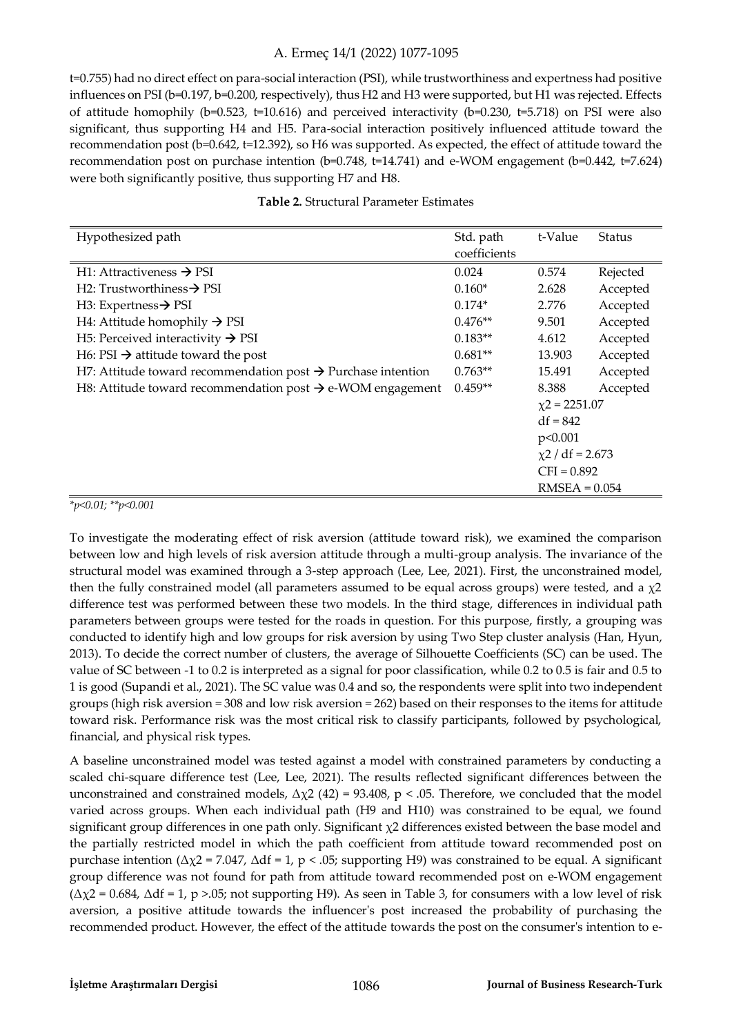t=0.755) had no direct effect on para-social interaction (PSI), while trustworthiness and expertness had positive influences on PSI (b=0.197, b=0.200, respectively), thus H2 and H3 were supported, but H1 was rejected. Effects of attitude homophily (b=0.523, t=10.616) and perceived interactivity (b=0.230, t=5.718) on PSI were also significant, thus supporting H4 and H5. Para-social interaction positively influenced attitude toward the recommendation post (b=0.642, t=12.392), so H6 was supported. As expected, the effect of attitude toward the recommendation post on purchase intention (b=0.748, t=14.741) and e-WOM engagement (b=0.442, t=7.624) were both significantly positive, thus supporting H7 and H8.

**Table 2.** Structural Parameter Estimates

| Hypothesized path | Std. path coefficients | t-Value | Status |
|---|---|---|---|
| H1: Attractiveness → PSI | 0.024 | 0.574 | Rejected |
| H2: Trustworthiness→ PSI | 0.160* | 2.628 | Accepted |
| H3: Expertness→ PSI | 0.174* | 2.776 | Accepted |
| H4: Attitude homophily → PSI | 0.476** | 9.501 | Accepted |
| H5: Perceived interactivity → PSI | 0.183** | 4.612 | Accepted |
| H6: PSI → attitude toward the post | 0.681** | 13.903 | Accepted |
| H7: Attitude toward recommendation post → Purchase intention | 0.763** | 15.491 | Accepted |
| H8: Attitude toward recommendation post → e-WOM engagement | 0.459** | 8.388 | Accepted |
| | | $\chi 2 = 2251.07$ | |
| | | df = 842 | |
| | | p<0.001 | |
| | | $\chi 2$ / df = 2.673 | |
| | | CFI = 0.892 | |
| | | RMSEA = 0.054 | |

*\*p<0.01; \*\*p<0.001*

To investigate the moderating effect of risk aversion (attitude toward risk), we examined the comparison between low and high levels of risk aversion attitude through a multi-group analysis. The invariance of the structural model was examined through a 3-step approach (Lee, Lee, 2021). First, the unconstrained model, then the fully constrained model (all parameters assumed to be equal across groups) were tested, and a $\chi 2$ difference test was performed between these two models. In the third stage, differences in individual path parameters between groups were tested for the roads in question. For this purpose, firstly, a grouping was conducted to identify high and low groups for risk aversion by using Two Step cluster analysis (Han, Hyun, 2013). To decide the correct number of clusters, the average of Silhouette Coefficients (SC) can be used. The value of SC between -1 to 0.2 is interpreted as a signal for poor classification, while 0.2 to 0.5 is fair and 0.5 to 1 is good (Supandi et al., 2021). The SC value was 0.4 and so, the respondents were split into two independent groups (high risk aversion = 308 and low risk aversion = 262) based on their responses to the items for attitude toward risk. Performance risk was the most critical risk to classify participants, followed by psychological, financial, and physical risk types.

A baseline unconstrained model was tested against a model with constrained parameters by conducting a scaled chi-square difference test (Lee, Lee, 2021). The results reflected significant differences between the unconstrained and constrained models, $\Delta\chi 2$ (42) = 93.408, $p < .05$. Therefore, we concluded that the model varied across groups. When each individual path (H9 and H10) was constrained to be equal, we found significant group differences in one path only. Significant $\chi 2$ differences existed between the base model and the partially restricted model in which the path coefficient from attitude toward recommended post on purchase intention ($\Delta\chi 2 = 7.047$, $\Delta df = 1$, $p < .05$; supporting H9) was constrained to be equal. A significant group difference was not found for path from attitude toward recommended post on e-WOM engagement ($\Delta\chi 2 = 0.684$, $\Delta df = 1$, $p > .05$; not supporting H9). As seen in Table 3, for consumers with a low level of risk aversion, a positive attitude towards the influencer's post increased the probability of purchasing the recommended product. However, the effect of the attitude towards the post on the consumer's intention to e-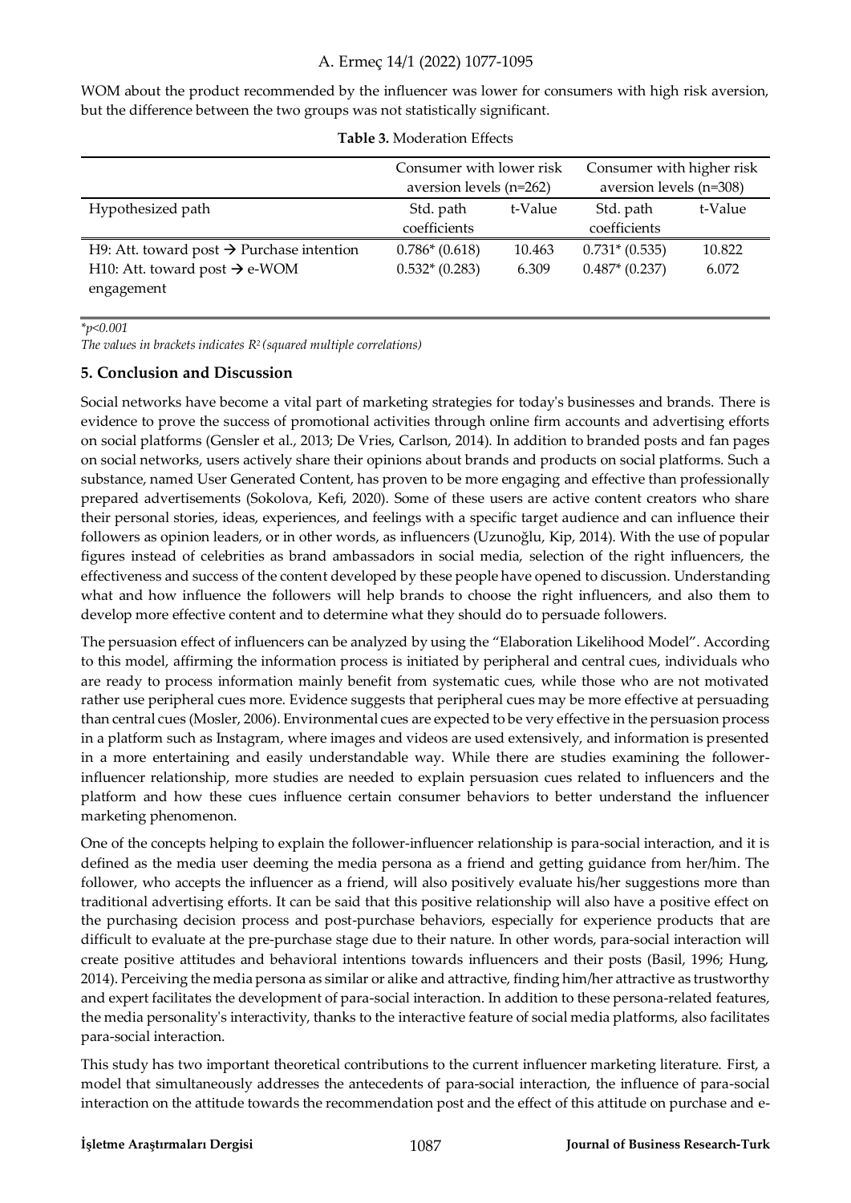WOM about the product recommended by the influencer was lower for consumers with high risk aversion, but the difference between the two groups was not statistically significant.

**Table 3.** Moderation Effects

| | Consumer with lower risk aversion levels (n=262) | | Consumer with higher risk aversion levels (n=308) | |
|---|---|---|---|---|
| Hypothesized path | Std. path coefficients | t-Value | Std. path coefficients | t-Value |
| H9: Att. toward post → Purchase intention | 0.786* (0.618) | 10.463 | 0.731* (0.535) | 10.822 |
| H10: Att. toward post → e-WOM engagement | 0.532* (0.283) | 6.309 | 0.487* (0.237) | 6.072 |

*\*p<0.001*

*The values in brackets indicates $R^2$ (squared multiple correlations)*

## 5. Conclusion and Discussion

Social networks have become a vital part of marketing strategies for today's businesses and brands. There is evidence to prove the success of promotional activities through online firm accounts and advertising efforts on social platforms (Gensler et al., 2013; De Vries, Carlson, 2014). In addition to branded posts and fan pages on social networks, users actively share their opinions about brands and products on social platforms. Such a substance, named User Generated Content, has proven to be more engaging and effective than professionally prepared advertisements (Sokolova, Kefi, 2020). Some of these users are active content creators who share their personal stories, ideas, experiences, and feelings with a specific target audience and can influence their followers as opinion leaders, or in other words, as influencers (Uzunoğlu, Kip, 2014). With the use of popular figures instead of celebrities as brand ambassadors in social media, selection of the right influencers, the effectiveness and success of the content developed by these people have opened to discussion. Understanding what and how influence the followers will help brands to choose the right influencers, and also them to develop more effective content and to determine what they should do to persuade followers.

The persuasion effect of influencers can be analyzed by using the "Elaboration Likelihood Model". According to this model, affirming the information process is initiated by peripheral and central cues, individuals who are ready to process information mainly benefit from systematic cues, while those who are not motivated rather use peripheral cues more. Evidence suggests that peripheral cues may be more effective at persuading than central cues (Mosler, 2006). Environmental cues are expected to be very effective in the persuasion process in a platform such as Instagram, where images and videos are used extensively, and information is presented in a more entertaining and easily understandable way. While there are studies examining the follower-influencer relationship, more studies are needed to explain persuasion cues related to influencers and the platform and how these cues influence certain consumer behaviors to better understand the influencer marketing phenomenon.

One of the concepts helping to explain the follower-influencer relationship is para-social interaction, and it is defined as the media user deeming the media persona as a friend and getting guidance from her/him. The follower, who accepts the influencer as a friend, will also positively evaluate his/her suggestions more than traditional advertising efforts. It can be said that this positive relationship will also have a positive effect on the purchasing decision process and post-purchase behaviors, especially for experience products that are difficult to evaluate at the pre-purchase stage due to their nature. In other words, para-social interaction will create positive attitudes and behavioral intentions towards influencers and their posts (Basil, 1996; Hung, 2014). Perceiving the media persona as similar or alike and attractive, finding him/her attractive as trustworthy and expert facilitates the development of para-social interaction. In addition to these persona-related features, the media personality's interactivity, thanks to the interactive feature of social media platforms, also facilitates para-social interaction.

This study has two important theoretical contributions to the current influencer marketing literature. First, a model that simultaneously addresses the antecedents of para-social interaction, the influence of para-social interaction on the attitude towards the recommendation post and the effect of this attitude on purchase and e-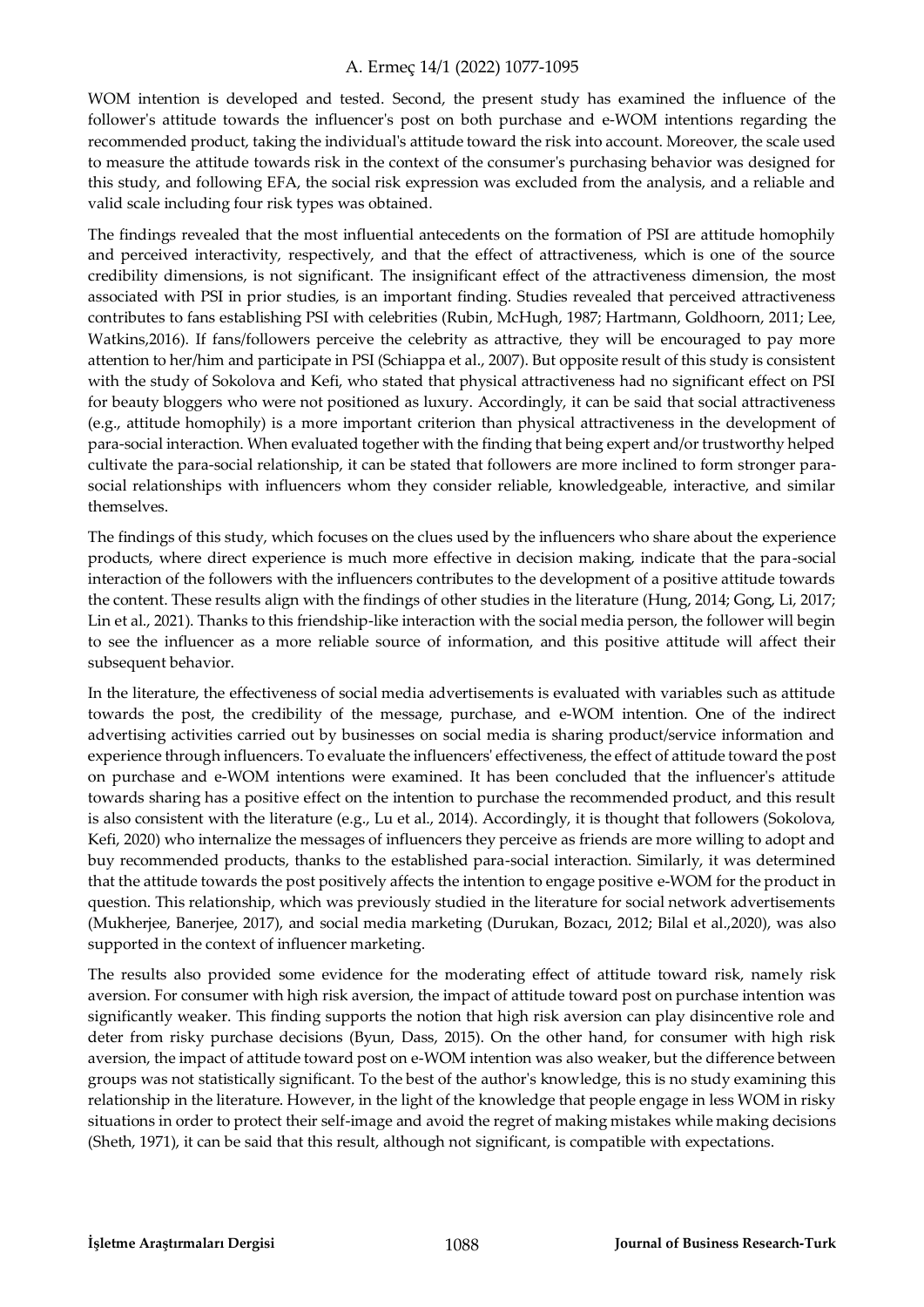WOM intention is developed and tested. Second, the present study has examined the influence of the follower's attitude towards the influencer's post on both purchase and e-WOM intentions regarding the recommended product, taking the individual's attitude toward the risk into account. Moreover, the scale used to measure the attitude towards risk in the context of the consumer's purchasing behavior was designed for this study, and following EFA, the social risk expression was excluded from the analysis, and a reliable and valid scale including four risk types was obtained.

The findings revealed that the most influential antecedents on the formation of PSI are attitude homophily and perceived interactivity, respectively, and that the effect of attractiveness, which is one of the source credibility dimensions, is not significant. The insignificant effect of the attractiveness dimension, the most associated with PSI in prior studies, is an important finding. Studies revealed that perceived attractiveness contributes to fans establishing PSI with celebrities (Rubin, McHugh, 1987; Hartmann, Goldhoorn, 2011; Lee, Watkins,2016). If fans/followers perceive the celebrity as attractive, they will be encouraged to pay more attention to her/him and participate in PSI (Schiappa et al., 2007). But opposite result of this study is consistent with the study of Sokolova and Kefi, who stated that physical attractiveness had no significant effect on PSI for beauty bloggers who were not positioned as luxury. Accordingly, it can be said that social attractiveness (e.g., attitude homophily) is a more important criterion than physical attractiveness in the development of para-social interaction. When evaluated together with the finding that being expert and/or trustworthy helped cultivate the para-social relationship, it can be stated that followers are more inclined to form stronger para-social relationships with influencers whom they consider reliable, knowledgeable, interactive, and similar themselves.

The findings of this study, which focuses on the clues used by the influencers who share about the experience products, where direct experience is much more effective in decision making, indicate that the para-social interaction of the followers with the influencers contributes to the development of a positive attitude towards the content. These results align with the findings of other studies in the literature (Hung, 2014; Gong, Li, 2017; Lin et al., 2021). Thanks to this friendship-like interaction with the social media person, the follower will begin to see the influencer as a more reliable source of information, and this positive attitude will affect their subsequent behavior.

In the literature, the effectiveness of social media advertisements is evaluated with variables such as attitude towards the post, the credibility of the message, purchase, and e-WOM intention. One of the indirect advertising activities carried out by businesses on social media is sharing product/service information and experience through influencers. To evaluate the influencers' effectiveness, the effect of attitude toward the post on purchase and e-WOM intentions were examined. It has been concluded that the influencer's attitude towards sharing has a positive effect on the intention to purchase the recommended product, and this result is also consistent with the literature (e.g., Lu et al., 2014). Accordingly, it is thought that followers (Sokolova, Kefi, 2020) who internalize the messages of influencers they perceive as friends are more willing to adopt and buy recommended products, thanks to the established para-social interaction. Similarly, it was determined that the attitude towards the post positively affects the intention to engage positive e-WOM for the product in question. This relationship, which was previously studied in the literature for social network advertisements (Mukherjee, Banerjee, 2017), and social media marketing (Durukan, Bozacı, 2012; Bilal et al.,2020), was also supported in the context of influencer marketing.

The results also provided some evidence for the moderating effect of attitude toward risk, namely risk aversion. For consumer with high risk aversion, the impact of attitude toward post on purchase intention was significantly weaker. This finding supports the notion that high risk aversion can play disincentive role and deter from risky purchase decisions (Byun, Dass, 2015). On the other hand, for consumer with high risk aversion, the impact of attitude toward post on e-WOM intention was also weaker, but the difference between groups was not statistically significant. To the best of the author's knowledge, this is no study examining this relationship in the literature. However, in the light of the knowledge that people engage in less WOM in risky situations in order to protect their self-image and avoid the regret of making mistakes while making decisions (Sheth, 1971), it can be said that this result, although not significant, is compatible with expectations.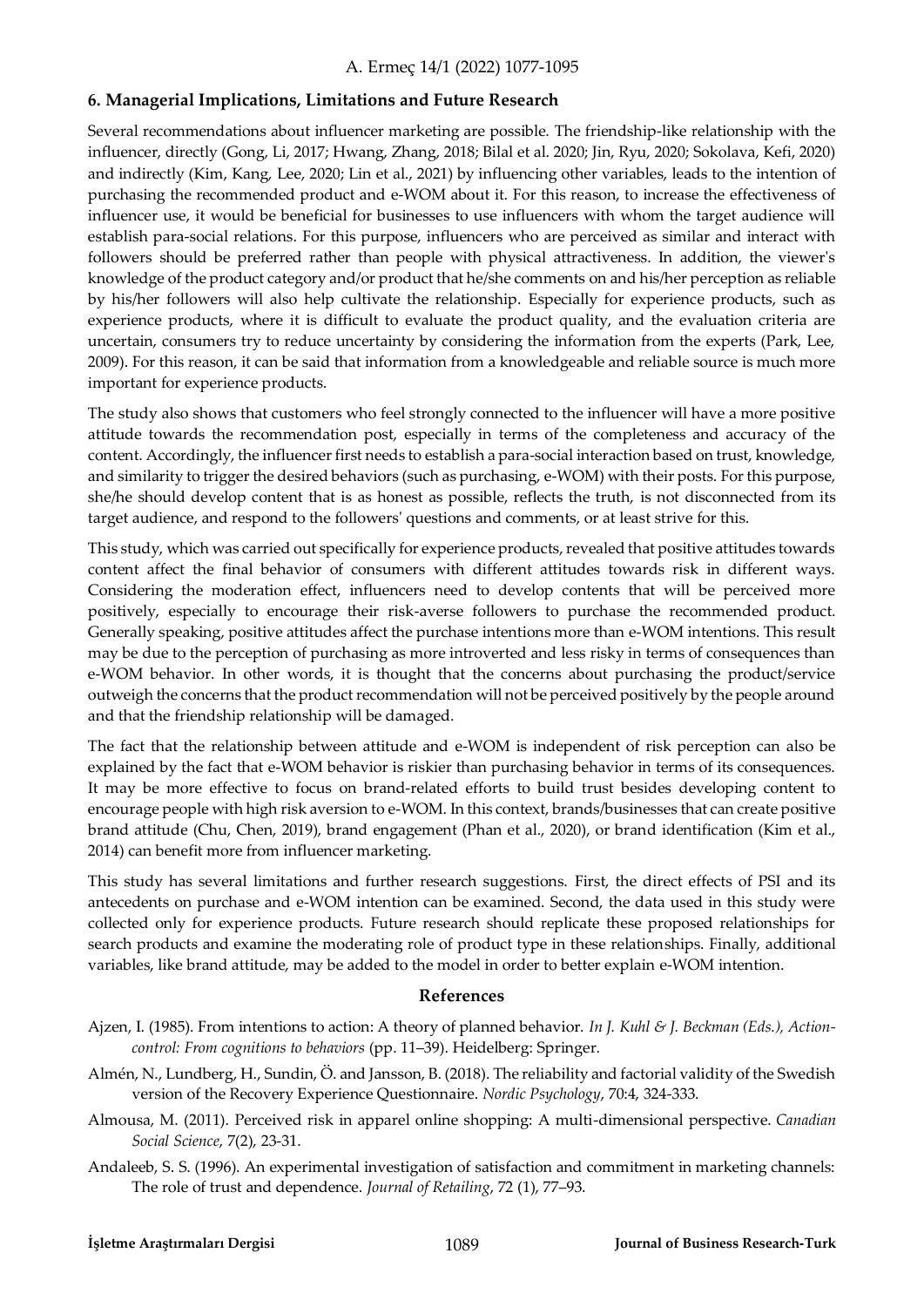## 6. Managerial Implications, Limitations and Future Research

Several recommendations about influencer marketing are possible. The friendship-like relationship with the influencer, directly (Gong, Li, 2017; Hwang, Zhang, 2018; Bilal et al. 2020; Jin, Ryu, 2020; Sokolava, Kefi, 2020) and indirectly (Kim, Kang, Lee, 2020; Lin et al., 2021) by influencing other variables, leads to the intention of purchasing the recommended product and e-WOM about it. For this reason, to increase the effectiveness of influencer use, it would be beneficial for businesses to use influencers with whom the target audience will establish para-social relations. For this purpose, influencers who are perceived as similar and interact with followers should be preferred rather than people with physical attractiveness. In addition, the viewer's knowledge of the product category and/or product that he/she comments on and his/her perception as reliable by his/her followers will also help cultivate the relationship. Especially for experience products, such as experience products, where it is difficult to evaluate the product quality, and the evaluation criteria are uncertain, consumers try to reduce uncertainty by considering the information from the experts (Park, Lee, 2009). For this reason, it can be said that information from a knowledgeable and reliable source is much more important for experience products.

The study also shows that customers who feel strongly connected to the influencer will have a more positive attitude towards the recommendation post, especially in terms of the completeness and accuracy of the content. Accordingly, the influencer first needs to establish a para-social interaction based on trust, knowledge, and similarity to trigger the desired behaviors (such as purchasing, e-WOM) with their posts. For this purpose, she/he should develop content that is as honest as possible, reflects the truth, is not disconnected from its target audience, and respond to the followers' questions and comments, or at least strive for this.

This study, which was carried out specifically for experience products, revealed that positive attitudes towards content affect the final behavior of consumers with different attitudes towards risk in different ways. Considering the moderation effect, influencers need to develop contents that will be perceived more positively, especially to encourage their risk-averse followers to purchase the recommended product. Generally speaking, positive attitudes affect the purchase intentions more than e-WOM intentions. This result may be due to the perception of purchasing as more introverted and less risky in terms of consequences than e-WOM behavior. In other words, it is thought that the concerns about purchasing the product/service outweigh the concerns that the product recommendation will not be perceived positively by the people around and that the friendship relationship will be damaged.

The fact that the relationship between attitude and e-WOM is independent of risk perception can also be explained by the fact that e-WOM behavior is riskier than purchasing behavior in terms of its consequences. It may be more effective to focus on brand-related efforts to build trust besides developing content to encourage people with high risk aversion to e-WOM. In this context, brands/businesses that can create positive brand attitude (Chu, Chen, 2019), brand engagement (Phan et al., 2020), or brand identification (Kim et al., 2014) can benefit more from influencer marketing.

This study has several limitations and further research suggestions. First, the direct effects of PSI and its antecedents on purchase and e-WOM intention can be examined. Second, the data used in this study were collected only for experience products. Future research should replicate these proposed relationships for search products and examine the moderating role of product type in these relationships. Finally, additional variables, like brand attitude, may be added to the model in order to better explain e-WOM intention.

## References

Ajzen, I. (1985). From intentions to action: A theory of planned behavior. *In J. Kuhl & J. Beckman (Eds.), Action-control: From cognitions to behaviors* (pp. 11–39). Heidelberg: Springer.

Almén, N., Lundberg, H., Sundin, Ö. and Jansson, B. (2018). The reliability and factorial validity of the Swedish version of the Recovery Experience Questionnaire. *Nordic Psychology*, 70:4, 324-333.

Almousa, M. (2011). Perceived risk in apparel online shopping: A multi-dimensional perspective. *Canadian Social Science*, 7(2), 23-31.

Andaleeb, S. S. (1996). An experimental investigation of satisfaction and commitment in marketing channels: The role of trust and dependence. *Journal of Retailing*, 72 (1), 77–93.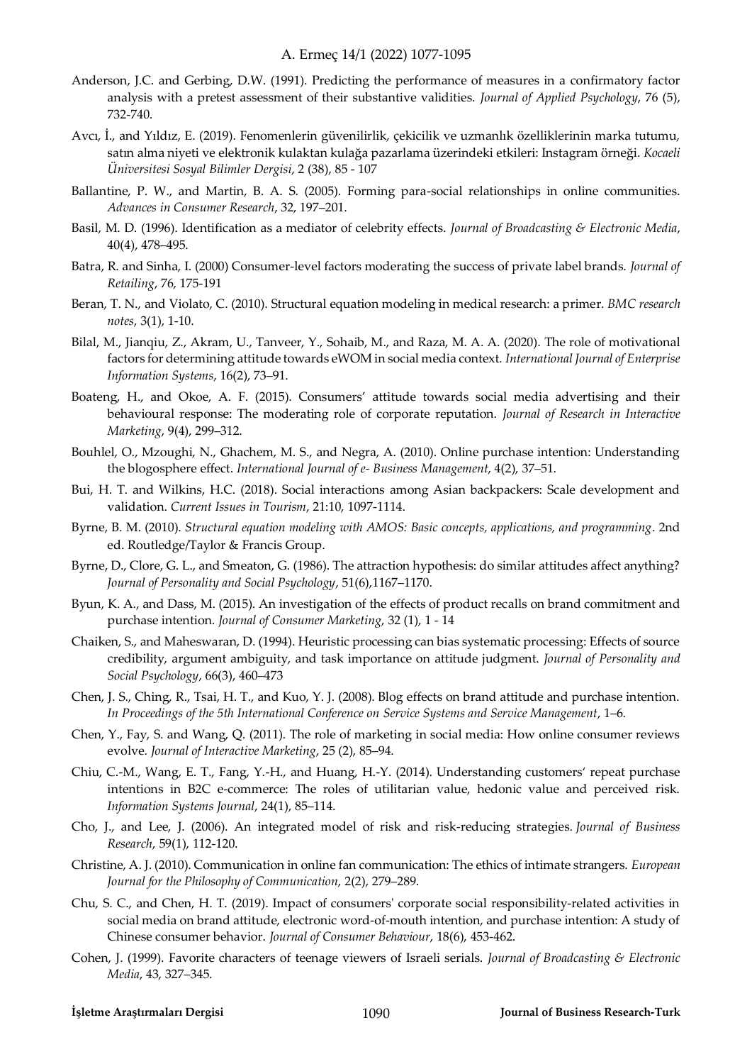Anderson, J.C. and Gerbing, D.W. (1991). Predicting the performance of measures in a confirmatory factor analysis with a pretest assessment of their substantive validities. *Journal of Applied Psychology*, 76 (5), 732-740.

Avcı, İ., and Yıldız, E. (2019). Fenomenlerin güvenilirlik, çekicilik ve uzmanlık özelliklerinin marka tutumu, satın alma niyeti ve elektronik kulaktan kulağa pazarlama üzerindeki etkileri: Instagram örneği. *Kocaeli Üniversitesi Sosyal Bilimler Dergisi*, 2 (38), 85 - 107

Ballantine, P. W., and Martin, B. A. S. (2005). Forming para-social relationships in online communities. *Advances in Consumer Research*, 32, 197–201.

Basil, M. D. (1996). Identification as a mediator of celebrity effects. *Journal of Broadcasting & Electronic Media*, 40(4), 478–495.

Batra, R. and Sinha, I. (2000) Consumer-level factors moderating the success of private label brands. *Journal of Retailing*, 76, 175-191

Beran, T. N., and Violato, C. (2010). Structural equation modeling in medical research: a primer. *BMC research notes*, 3(1), 1-10.

Bilal, M., Jianqiu, Z., Akram, U., Tanveer, Y., Sohaib, M., and Raza, M. A. A. (2020). The role of motivational factors for determining attitude towards eWOM in social media context. *International Journal of Enterprise Information Systems*, 16(2), 73–91.

Boateng, H., and Okoe, A. F. (2015). Consumers' attitude towards social media advertising and their behavioural response: The moderating role of corporate reputation. *Journal of Research in Interactive Marketing*, 9(4), 299–312.

Bouhlel, O., Mzoughi, N., Ghachem, M. S., and Negra, A. (2010). Online purchase intention: Understanding the blogosphere effect. *International Journal of e- Business Management*, 4(2), 37–51.

Bui, H. T. and Wilkins, H.C. (2018). Social interactions among Asian backpackers: Scale development and validation. *Current Issues in Tourism*, 21:10, 1097-1114.

Byrne, B. M. (2010). *Structural equation modeling with AMOS: Basic concepts, applications, and programming*. 2nd ed. Routledge/Taylor & Francis Group.

Byrne, D., Clore, G. L., and Smeaton, G. (1986). The attraction hypothesis: do similar attitudes affect anything? *Journal of Personality and Social Psychology*, 51(6),1167–1170.

Byun, K. A., and Dass, M. (2015). An investigation of the effects of product recalls on brand commitment and purchase intention. *Journal of Consumer Marketing*, 32 (1), 1 - 14

Chaiken, S., and Maheswaran, D. (1994). Heuristic processing can bias systematic processing: Effects of source credibility, argument ambiguity, and task importance on attitude judgment. *Journal of Personality and Social Psychology*, 66(3), 460–473

Chen, J. S., Ching, R., Tsai, H. T., and Kuo, Y. J. (2008). Blog effects on brand attitude and purchase intention. *In Proceedings of the 5th International Conference on Service Systems and Service Management*, 1–6.

Chen, Y., Fay, S. and Wang, Q. (2011). The role of marketing in social media: How online consumer reviews evolve. *Journal of Interactive Marketing*, 25 (2), 85–94.

Chiu, C.-M., Wang, E. T., Fang, Y.-H., and Huang, H.-Y. (2014). Understanding customers' repeat purchase intentions in B2C e-commerce: The roles of utilitarian value, hedonic value and perceived risk. *Information Systems Journal*, 24(1), 85–114.

Cho, J., and Lee, J. (2006). An integrated model of risk and risk-reducing strategies. *Journal of Business Research*, 59(1), 112-120.

Christine, A. J. (2010). Communication in online fan communication: The ethics of intimate strangers. *European Journal for the Philosophy of Communication*, 2(2), 279–289.

Chu, S. C., and Chen, H. T. (2019). Impact of consumers' corporate social responsibility-related activities in social media on brand attitude, electronic word-of-mouth intention, and purchase intention: A study of Chinese consumer behavior. *Journal of Consumer Behaviour*, 18(6), 453-462.

Cohen, J. (1999). Favorite characters of teenage viewers of Israeli serials. *Journal of Broadcasting & Electronic Media*, 43, 327–345.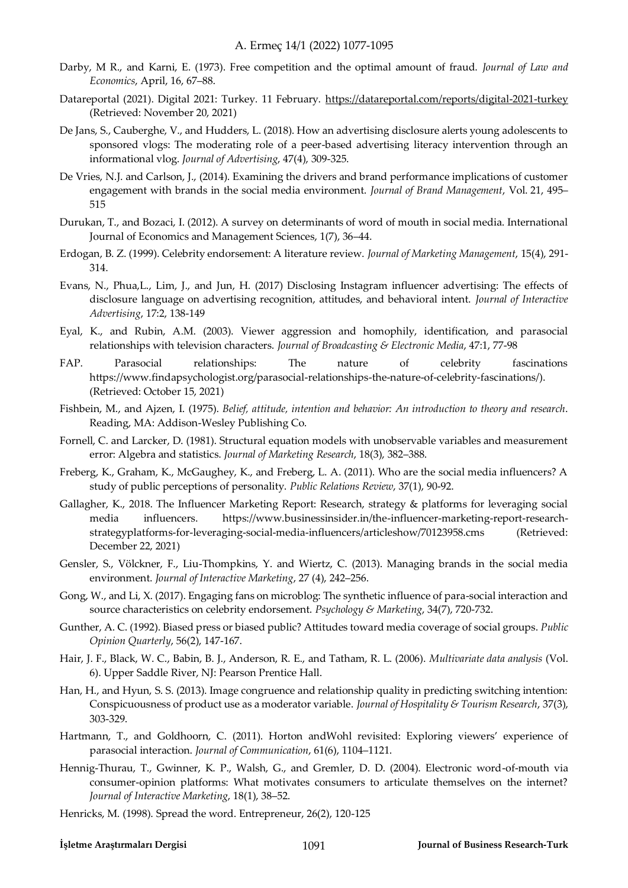Darby, M R., and Karni, E. (1973). Free competition and the optimal amount of fraud. *Journal of Law and Economics*, April, 16, 67–88.

Datareportal (2021). Digital 2021: Turkey. 11 February. https://datareportal.com/reports/digital-2021-turkey (Retrieved: November 20, 2021)

De Jans, S., Cauberghe, V., and Hudders, L. (2018). How an advertising disclosure alerts young adolescents to sponsored vlogs: The moderating role of a peer-based advertising literacy intervention through an informational vlog. *Journal of Advertising*, 47(4), 309-325.

De Vries, N.J. and Carlson, J., (2014). Examining the drivers and brand performance implications of customer engagement with brands in the social media environment. *Journal of Brand Management*, Vol. 21, 495–515

Durukan, T., and Bozaci, I. (2012). A survey on determinants of word of mouth in social media. International Journal of Economics and Management Sciences, 1(7), 36–44.

Erdogan, B. Z. (1999). Celebrity endorsement: A literature review. *Journal of Marketing Management*, 15(4), 291-314.

Evans, N., Phua,L., Lim, J., and Jun, H. (2017) Disclosing Instagram influencer advertising: The effects of disclosure language on advertising recognition, attitudes, and behavioral intent. *Journal of Interactive Advertising*, 17:2, 138-149

Eyal, K., and Rubin, A.M. (2003). Viewer aggression and homophily, identification, and parasocial relationships with television characters. *Journal of Broadcasting & Electronic Media*, 47:1, 77-98

FAP. Parasocial relationships: The nature of celebrity fascinations https://www.findapsychologist.org/parasocial-relationships-the-nature-of-celebrity-fascinations/). (Retrieved: October 15, 2021)

Fishbein, M., and Ajzen, I. (1975). *Belief, attitude, intention and behavior: An introduction to theory and research*. Reading, MA: Addison-Wesley Publishing Co.

Fornell, C. and Larcker, D. (1981). Structural equation models with unobservable variables and measurement error: Algebra and statistics. *Journal of Marketing Research*, 18(3), 382–388.

Freberg, K., Graham, K., McGaughey, K., and Freberg, L. A. (2011). Who are the social media influencers? A study of public perceptions of personality. *Public Relations Review*, 37(1), 90-92.

Gallagher, K., 2018. The Influencer Marketing Report: Research, strategy & platforms for leveraging social media influencers. https://www.businessinsider.in/the-influencer-marketing-report-research-strategyplatforms-for-leveraging-social-media-influencers/articleshow/70123958.cms (Retrieved: December 22, 2021)

Gensler, S., Völckner, F., Liu-Thompkins, Y. and Wiertz, C. (2013). Managing brands in the social media environment. *Journal of Interactive Marketing*, 27 (4), 242–256.

Gong, W., and Li, X. (2017). Engaging fans on microblog: The synthetic influence of para-social interaction and source characteristics on celebrity endorsement. *Psychology & Marketing*, 34(7), 720-732.

Gunther, A. C. (1992). Biased press or biased public? Attitudes toward media coverage of social groups. *Public Opinion Quarterly*, 56(2), 147-167.

Hair, J. F., Black, W. C., Babin, B. J., Anderson, R. E., and Tatham, R. L. (2006). *Multivariate data analysis* (Vol. 6). Upper Saddle River, NJ: Pearson Prentice Hall.

Han, H., and Hyun, S. S. (2013). Image congruence and relationship quality in predicting switching intention: Conspicuousness of product use as a moderator variable. *Journal of Hospitality & Tourism Research*, 37(3), 303-329.

Hartmann, T., and Goldhoorn, C. (2011). Horton andWohl revisited: Exploring viewers' experience of parasocial interaction. *Journal of Communication*, 61(6), 1104–1121.

Hennig-Thurau, T., Gwinner, K. P., Walsh, G., and Gremler, D. D. (2004). Electronic word-of-mouth via consumer-opinion platforms: What motivates consumers to articulate themselves on the internet? *Journal of Interactive Marketing*, 18(1), 38–52.

Henricks, M. (1998). Spread the word. Entrepreneur, 26(2), 120-125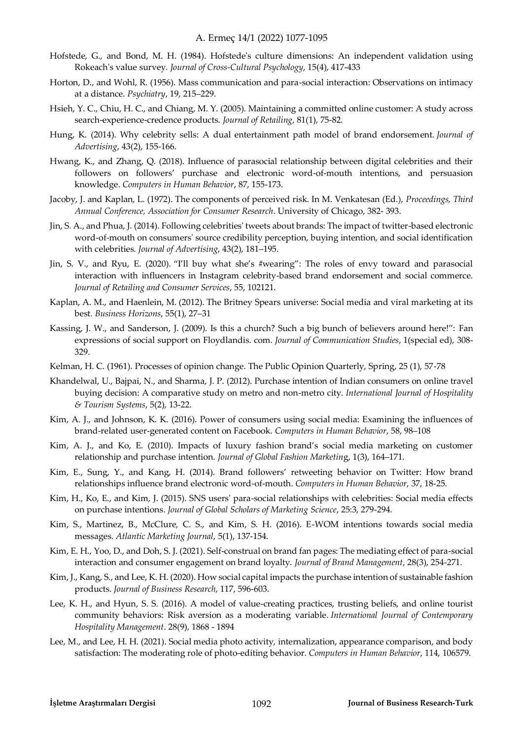Hofstede, G., and Bond, M. H. (1984). Hofstede's culture dimensions: An independent validation using Rokeach's value survey. *Journal of Cross-Cultural Psychology*, 15(4), 417-433

Horton, D., and Wohl, R. (1956). Mass communication and para-social interaction: Observations on intimacy at a distance. *Psychiatry*, 19, 215–229.

Hsieh, Y. C., Chiu, H. C., and Chiang, M. Y. (2005). Maintaining a committed online customer: A study across search-experience-credence products. *Journal of Retailing*, 81(1), 75-82.

Hung, K. (2014). Why celebrity sells: A dual entertainment path model of brand endorsement. *Journal of Advertising*, 43(2), 155-166.

Hwang, K., and Zhang, Q. (2018). Influence of parasocial relationship between digital celebrities and their followers on followers' purchase and electronic word-of-mouth intentions, and persuasion knowledge. *Computers in Human Behavior*, 87, 155-173.

Jacoby, J. and Kaplan, L. (1972). The components of perceived risk. In M. Venkatesan (Ed.), *Proceedings, Third Annual Conference, Association for Consumer Research*. University of Chicago, 382- 393.

Jin, S. A., and Phua, J. (2014). Following celebrities' tweets about brands: The impact of twitter-based electronic word-of-mouth on consumers' source credibility perception, buying intention, and social identification with celebrities. *Journal of Advertising*, 43(2), 181–195.

Jin, S. V., and Ryu, E. (2020). "I'll buy what she's #wearing": The roles of envy toward and parasocial interaction with influencers in Instagram celebrity-based brand endorsement and social commerce. *Journal of Retailing and Consumer Services*, 55, 102121.

Kaplan, A. M., and Haenlein, M. (2012). The Britney Spears universe: Social media and viral marketing at its best. *Business Horizons*, 55(1), 27–31

Kassing, J. W., and Sanderson, J. (2009). Is this a church? Such a big bunch of believers around here!": Fan expressions of social support on Floydlandis. com. *Journal of Communication Studies*, 1(special ed), 308-329.

Kelman, H. C. (1961). Processes of opinion change. The Public Opinion Quarterly, Spring, 25 (1), 57-78

Khandelwal, U., Bajpai, N., and Sharma, J. P. (2012). Purchase intention of Indian consumers on online travel buying decision: A comparative study on metro and non-metro city. *International Journal of Hospitality & Tourism Systems*, 5(2), 13-22.

Kim, A. J., and Johnson, K. K. (2016). Power of consumers using social media: Examining the influences of brand-related user-generated content on Facebook. *Computers in Human Behavior*, 58, 98–108

Kim, A. J., and Ko, E. (2010). Impacts of luxury fashion brand's social media marketing on customer relationship and purchase intention. *Journal of Global Fashion Marketing*, 1(3), 164–171.

Kim, E., Sung, Y., and Kang, H. (2014). Brand followers' retweeting behavior on Twitter: How brand relationships influence brand electronic word-of-mouth. *Computers in Human Behavior*, 37, 18-25.

Kim, H., Ko, E., and Kim, J. (2015). SNS users' para-social relationships with celebrities: Social media effects on purchase intentions. *Journal of Global Scholars of Marketing Science*, 25:3, 279-294.

Kim, S., Martinez, B., McClure, C. S., and Kim, S. H. (2016). E-WOM intentions towards social media messages. *Atlantic Marketing Journal*, 5(1), 137-154.

Kim, E. H., Yoo, D., and Doh, S. J. (2021). Self-construal on brand fan pages: The mediating effect of para-social interaction and consumer engagement on brand loyalty. *Journal of Brand Management*, 28(3), 254-271.

Kim, J., Kang, S., and Lee, K. H. (2020). How social capital impacts the purchase intention of sustainable fashion products. *Journal of Business Research*, 117, 596-603.

Lee, K. H., and Hyun, S. S. (2016). A model of value-creating practices, trusting beliefs, and online tourist community behaviors: Risk aversion as a moderating variable. *International Journal of Contemporary Hospitality Management*. 28(9), 1868 - 1894

Lee, M., and Lee, H. H. (2021). Social media photo activity, internalization, appearance comparison, and body satisfaction: The moderating role of photo-editing behavior. *Computers in Human Behavior*, 114, 106579.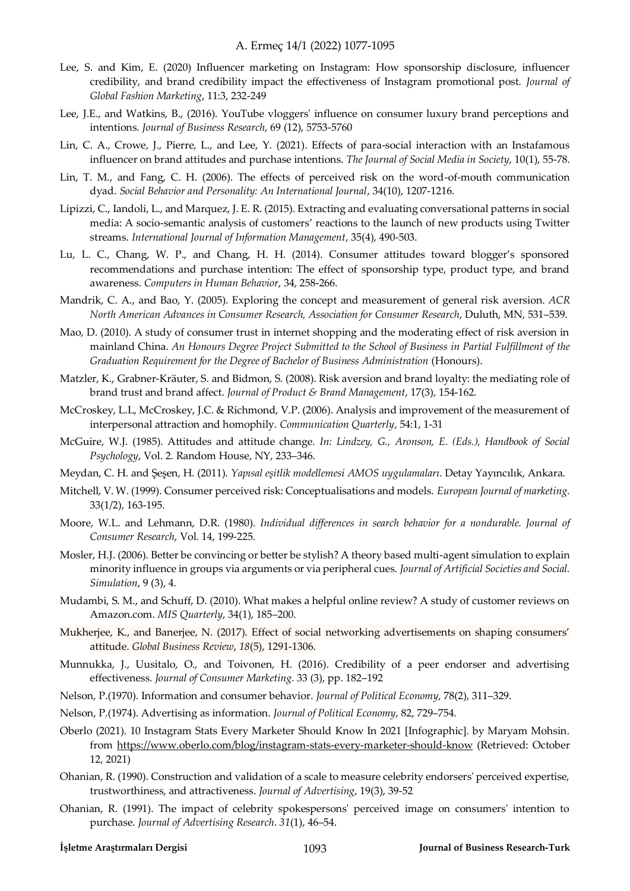Lee, S. and Kim, E. (2020) Influencer marketing on Instagram: How sponsorship disclosure, influencer credibility, and brand credibility impact the effectiveness of Instagram promotional post. *Journal of Global Fashion Marketing*, 11:3, 232-249

Lee, J.E., and Watkins, B., (2016). YouTube vloggers' influence on consumer luxury brand perceptions and intentions. *Journal of Business Research*, 69 (12), 5753-5760

Lin, C. A., Crowe, J., Pierre, L., and Lee, Y. (2021). Effects of para-social interaction with an Instafamous influencer on brand attitudes and purchase intentions. *The Journal of Social Media in Society*, 10(1), 55-78.

Lin, T. M., and Fang, C. H. (2006). The effects of perceived risk on the word-of-mouth communication dyad. *Social Behavior and Personality: An International Journal*, 34(10), 1207-1216.

Lipizzi, C., Iandoli, L., and Marquez, J. E. R. (2015). Extracting and evaluating conversational patterns in social media: A socio-semantic analysis of customers' reactions to the launch of new products using Twitter streams. *International Journal of Information Management*, 35(4), 490-503.

Lu, L. C., Chang, W. P., and Chang, H. H. (2014). Consumer attitudes toward blogger's sponsored recommendations and purchase intention: The effect of sponsorship type, product type, and brand awareness. *Computers in Human Behavior*, 34, 258-266.

Mandrik, C. A., and Bao, Y. (2005). Exploring the concept and measurement of general risk aversion. *ACR North American Advances in Consumer Research, Association for Consumer Research*, Duluth, MN, 531–539.

Mao, D. (2010). A study of consumer trust in internet shopping and the moderating effect of risk aversion in mainland China. *An Honours Degree Project Submitted to the School of Business in Partial Fulfillment of the Graduation Requirement for the Degree of Bachelor of Business Administration* (Honours).

Matzler, K., Grabner-Kräuter, S. and Bidmon, S. (2008). Risk aversion and brand loyalty: the mediating role of brand trust and brand affect. *Journal of Product & Brand Management*, 17(3), 154-162.

McCroskey, L.L, McCroskey, J.C. & Richmond, V.P. (2006). Analysis and improvement of the measurement of interpersonal attraction and homophily. *Communication Quarterly*, 54:1, 1-31

McGuire, W.J. (1985). Attitudes and attitude change. *In: Lindzey, G., Aronson, E. (Eds.), Handbook of Social Psychology*, Vol. 2. Random House, NY, 233–346.

Meydan, C. H. and Şeşen, H. (2011). *Yapısal eşitlik modellemesi AMOS uygulamaları*. Detay Yayıncılık, Ankara.

Mitchell, V. W. (1999). Consumer perceived risk: Conceptualisations and models. *European Journal of marketing*. 33(1/2), 163-195.

Moore, W.L. and Lehmann, D.R. (1980). *Individual differences in search behavior for a nondurable*. *Journal of Consumer Research*, Vol. 14, 199-225.

Mosler, H.J. (2006). Better be convincing or better be stylish? A theory based multi-agent simulation to explain minority influence in groups via arguments or via peripheral cues. *Journal of Artificial Societies and Social. Simulation*, 9 (3), 4.

Mudambi, S. M., and Schuff, D. (2010). What makes a helpful online review? A study of customer reviews on Amazon.com. *MIS Quarterly*, 34(1), 185–200.

Mukherjee, K., and Banerjee, N. (2017). Effect of social networking advertisements on shaping consumers' attitude. *Global Business Review*, *18*(5), 1291-1306.

Munnukka, J., Uusitalo, O., and Toivonen, H. (2016). Credibility of a peer endorser and advertising effectiveness. *Journal of Consumer Marketing*. 33 (3), pp. 182–192

Nelson, P.(1970). Information and consumer behavior. *Journal of Political Economy*, 78(2), 311–329.

Nelson, P.(1974). Advertising as information. *Journal of Political Economy*, 82, 729–754.

Oberlo (2021). 10 Instagram Stats Every Marketer Should Know In 2021 [Infographic]. by Maryam Mohsin. from https://www.oberlo.com/blog/instagram-stats-every-marketer-should-know (Retrieved: October 12, 2021)

Ohanian, R. (1990). Construction and validation of a scale to measure celebrity endorsers' perceived expertise, trustworthiness, and attractiveness. *Journal of Advertising*, 19(3), 39-52

Ohanian, R. (1991). The impact of celebrity spokespersons' perceived image on consumers' intention to purchase. *Journal of Advertising Research*. *31*(1), 46–54.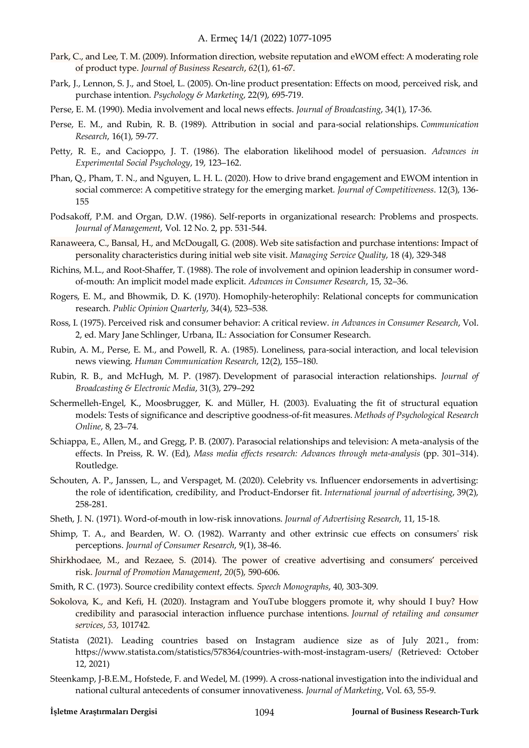Park, C., and Lee, T. M. (2009). Information direction, website reputation and eWOM effect: A moderating role of product type. *Journal of Business Research*, *62*(1), 61-67.

Park, J., Lennon, S. J., and Stoel, L. (2005). On-line product presentation: Effects on mood, perceived risk, and purchase intention. *Psychology & Marketing*, 22(9), 695-719.

Perse, E. M. (1990). Media involvement and local news effects. *Journal of Broadcasting*, 34(1), 17-36.

Perse, E. M., and Rubin, R. B. (1989). Attribution in social and para-social relationships. *Communication Research*, 16(1), 59-77.

Petty, R. E., and Cacioppo, J. T. (1986). The elaboration likelihood model of persuasion. *Advances in Experimental Social Psychology*, 19, 123–162.

Phan, Q., Pham, T. N., and Nguyen, L. H. L. (2020). How to drive brand engagement and EWOM intention in social commerce: A competitive strategy for the emerging market. *Journal of Competitiveness*. 12(3), 136-155

Podsakoff, P.M. and Organ, D.W. (1986). Self-reports in organizational research: Problems and prospects. *Journal of Management*, Vol. 12 No. 2, pp. 531-544.

Ranaweera, C., Bansal, H., and McDougall, G. (2008). Web site satisfaction and purchase intentions: Impact of personality characteristics during initial web site visit. *Managing Service Quality*, 18 (4), 329-348

Richins, M.L., and Root-Shaffer, T. (1988). The role of involvement and opinion leadership in consumer word-of-mouth: An implicit model made explicit. *Advances in Consumer Research*, 15, 32–36.

Rogers, E. M., and Bhowmik, D. K. (1970). Homophily-heterophily: Relational concepts for communication research. *Public Opinion Quarterly*, 34(4), 523–538.

Ross, I. (1975). Perceived risk and consumer behavior: A critical review. *in Advances in Consumer Research*, Vol. 2, ed. Mary Jane Schlinger, Urbana, IL: Association for Consumer Research.

Rubin, A. M., Perse, E. M., and Powell, R. A. (1985). Loneliness, para-social interaction, and local television news viewing. *Human Communication Research*, 12(2), 155–180.

Rubin, R. B., and McHugh, M. P. (1987). Development of parasocial interaction relationships. *Journal of Broadcasting & Electronic Media*, 31(3), 279–292

Schermelleh-Engel, K., Moosbrugger, K. and Müller, H. (2003). Evaluating the fit of structural equation models: Tests of significance and descriptive goodness-of-fit measures. *Methods of Psychological Research Online*, 8, 23–74.

Schiappa, E., Allen, M., and Gregg, P. B. (2007). Parasocial relationships and television: A meta-analysis of the effects. In Preiss, R. W. (Ed), *Mass media effects research: Advances through meta-analysis* (pp. 301–314). Routledge.

Schouten, A. P., Janssen, L., and Verspaget, M. (2020). Celebrity vs. Influencer endorsements in advertising: the role of identification, credibility, and Product-Endorser fit. *International journal of advertising*, 39(2), 258-281.

Sheth, J. N. (1971). Word-of-mouth in low-risk innovations. *Journal of Advertising Research*, 11, 15-18.

Shimp, T. A., and Bearden, W. O. (1982). Warranty and other extrinsic cue effects on consumers' risk perceptions. *Journal of Consumer Research*, 9(1), 38-46.

Shirkhodaee, M., and Rezaee, S. (2014). The power of creative advertising and consumers' perceived risk. *Journal of Promotion Management*, *20*(5), 590-606.

Smith, R C. (1973). Source credibility context effects. *Speech Monographs*, 40, 303-309.

Sokolova, K., and Kefi, H. (2020). Instagram and YouTube bloggers promote it, why should I buy? How credibility and parasocial interaction influence purchase intentions. *Journal of retailing and consumer services*, *53*, 101742.

Statista (2021). Leading countries based on Instagram audience size as of July 2021., from: https://www.statista.com/statistics/578364/countries-with-most-instagram-users/ (Retrieved: October 12, 2021)

Steenkamp, J-B.E.M., Hofstede, F. and Wedel, M. (1999). A cross-national investigation into the individual and national cultural antecedents of consumer innovativeness. *Journal of Marketing*, Vol. 63, 55-9.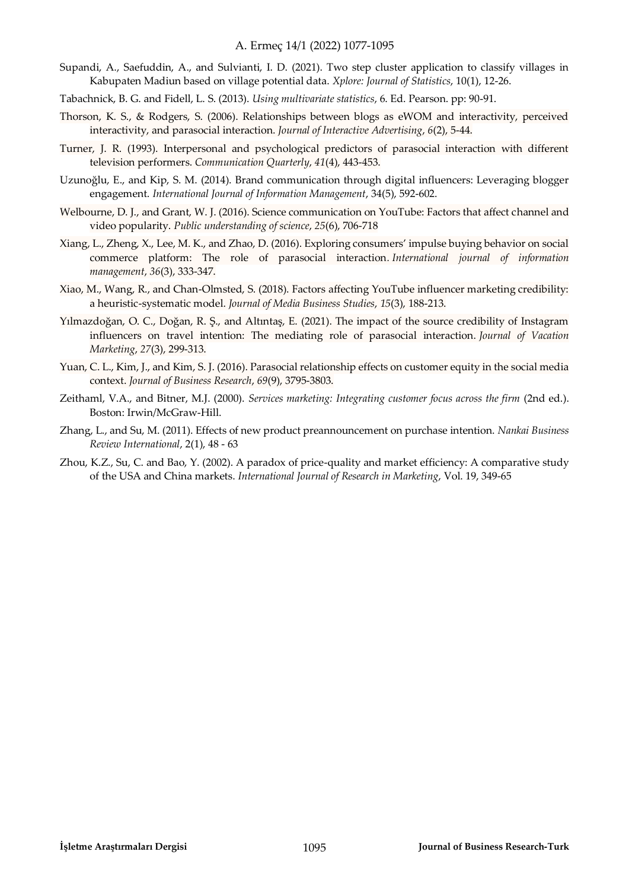Supandi, A., Saefuddin, A., and Sulvianti, I. D. (2021). Two step cluster application to classify villages in Kabupaten Madiun based on village potential data. *Xplore: Journal of Statistics*, 10(1), 12-26.

Tabachnick, B. G. and Fidell, L. S. (2013). *Using multivariate statistics*, 6. Ed. Pearson. pp: 90-91.

Thorson, K. S., & Rodgers, S. (2006). Relationships between blogs as eWOM and interactivity, perceived interactivity, and parasocial interaction. *Journal of Interactive Advertising*, *6*(2), 5-44.

Turner, J. R. (1993). Interpersonal and psychological predictors of parasocial interaction with different television performers. *Communication Quarterly*, *41*(4), 443-453.

Uzunoğlu, E., and Kip, S. M. (2014). Brand communication through digital influencers: Leveraging blogger engagement. *International Journal of Information Management*, 34(5), 592-602.

Welbourne, D. J., and Grant, W. J. (2016). Science communication on YouTube: Factors that affect channel and video popularity. *Public understanding of science*, *25*(6), 706-718

Xiang, L., Zheng, X., Lee, M. K., and Zhao, D. (2016). Exploring consumers' impulse buying behavior on social commerce platform: The role of parasocial interaction. *International journal of information management*, *36*(3), 333-347.

Xiao, M., Wang, R., and Chan-Olmsted, S. (2018). Factors affecting YouTube influencer marketing credibility: a heuristic-systematic model. *Journal of Media Business Studies*, *15*(3), 188-213.

Yılmazdoğan, O. C., Doğan, R. Ş., and Altıntaş, E. (2021). The impact of the source credibility of Instagram influencers on travel intention: The mediating role of parasocial interaction. *Journal of Vacation Marketing*, *27*(3), 299-313.

Yuan, C. L., Kim, J., and Kim, S. J. (2016). Parasocial relationship effects on customer equity in the social media context. *Journal of Business Research*, *69*(9), 3795-3803.

Zeithaml, V.A., and Bitner, M.J. (2000). *Services marketing: Integrating customer focus across the firm* (2nd ed.). Boston: Irwin/McGraw-Hill.

Zhang, L., and Su, M. (2011). Effects of new product preannouncement on purchase intention. *Nankai Business Review International*, 2(1), 48 - 63

Zhou, K.Z., Su, C. and Bao, Y. (2002). A paradox of price-quality and market efficiency: A comparative study of the USA and China markets. *International Journal of Research in Marketing*, Vol. 19, 349-65